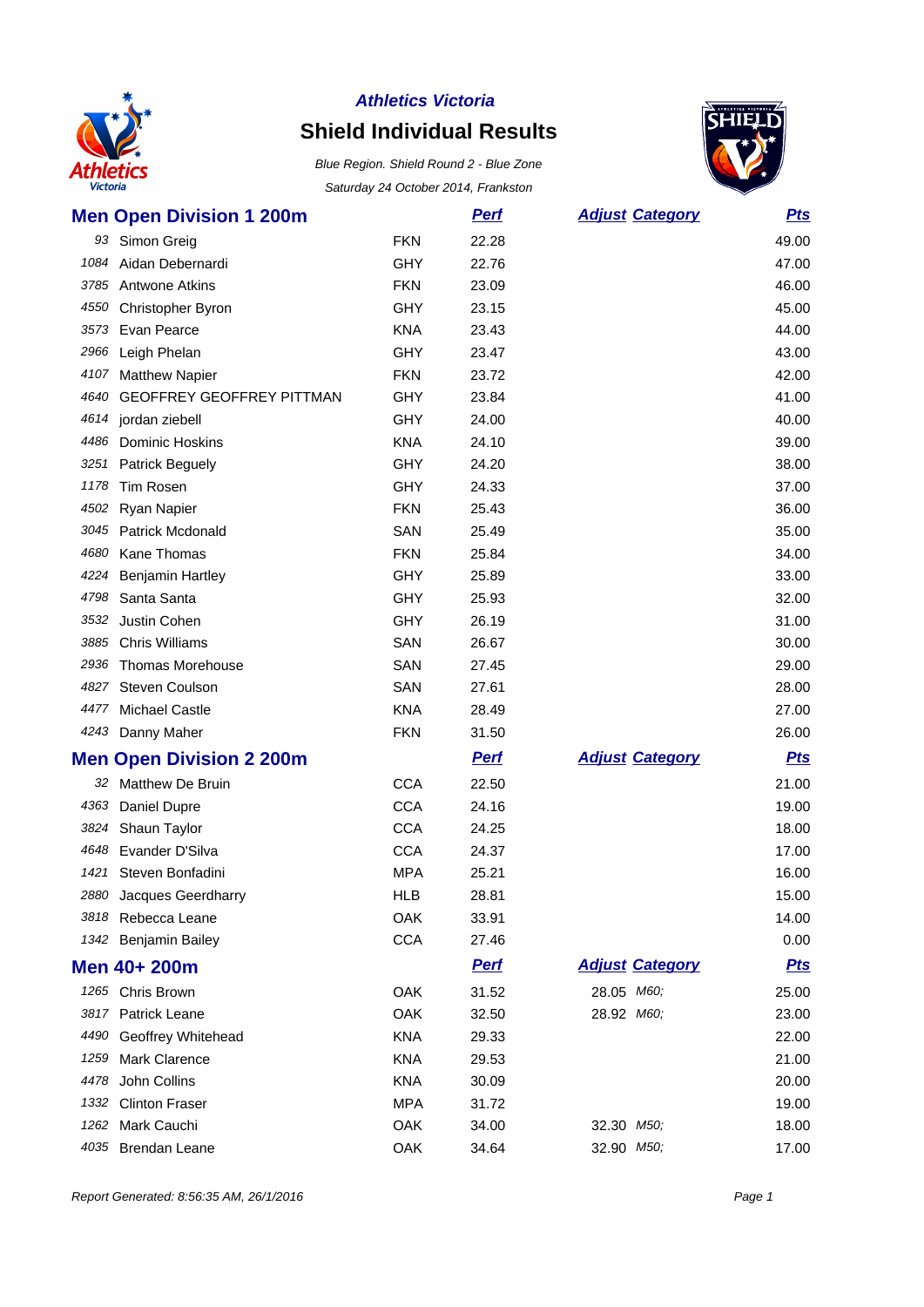*Athletics Victoria*

# Shield Individual Results

*Blue Region. Shield Round 2 - Blue Zone*

*Saturday 24 October 2014, Frankston*

## Men Open Division 1 200m

| No. | Name | Club | Perf | Adjust | Category | Pts |
|---|---|---|---|---|---|---|
| 93 | Simon Greig | FKN | 22.28 | | | 49.00 |
| 1084 | Aidan Debernardi | GHY | 22.76 | | | 47.00 |
| 3785 | Antwone Atkins | FKN | 23.09 | | | 46.00 |
| 4550 | Christopher Byron | GHY | 23.15 | | | 45.00 |
| 3573 | Evan Pearce | KNA | 23.43 | | | 44.00 |
| 2966 | Leigh Phelan | GHY | 23.47 | | | 43.00 |
| 4107 | Matthew Napier | FKN | 23.72 | | | 42.00 |
| 4640 | GEOFFREY GEOFFREY PITTMAN | GHY | 23.84 | | | 41.00 |
| 4614 | jordan ziebell | GHY | 24.00 | | | 40.00 |
| 4486 | Dominic Hoskins | KNA | 24.10 | | | 39.00 |
| 3251 | Patrick Beguely | GHY | 24.20 | | | 38.00 |
| 1178 | Tim Rosen | GHY | 24.33 | | | 37.00 |
| 4502 | Ryan Napier | FKN | 25.43 | | | 36.00 |
| 3045 | Patrick Mcdonald | SAN | 25.49 | | | 35.00 |
| 4680 | Kane Thomas | FKN | 25.84 | | | 34.00 |
| 4224 | Benjamin Hartley | GHY | 25.89 | | | 33.00 |
| 4798 | Santa Santa | GHY | 25.93 | | | 32.00 |
| 3532 | Justin Cohen | GHY | 26.19 | | | 31.00 |
| 3885 | Chris Williams | SAN | 26.67 | | | 30.00 |
| 2936 | Thomas Morehouse | SAN | 27.45 | | | 29.00 |
| 4827 | Steven Coulson | SAN | 27.61 | | | 28.00 |
| 4477 | Michael Castle | KNA | 28.49 | | | 27.00 |
| 4243 | Danny Maher | FKN | 31.50 | | | 26.00 |

## Men Open Division 2 200m

| No. | Name | Club | Perf | Adjust | Category | Pts |
|---|---|---|---|---|---|---|
| 32 | Matthew De Bruin | CCA | 22.50 | | | 21.00 |
| 4363 | Daniel Dupre | CCA | 24.16 | | | 19.00 |
| 3824 | Shaun Taylor | CCA | 24.25 | | | 18.00 |
| 4648 | Evander D'Silva | CCA | 24.37 | | | 17.00 |
| 1421 | Steven Bonfadini | MPA | 25.21 | | | 16.00 |
| 2880 | Jacques Geerdharry | HLB | 28.81 | | | 15.00 |
| 3818 | Rebecca Leane | OAK | 33.91 | | | 14.00 |
| 1342 | Benjamin Bailey | CCA | 27.46 | | | 0.00 |

## Men 40+ 200m

| No. | Name | Club | Perf | Adjust | Category | Pts |
|---|---|---|---|---|---|---|
| 1265 | Chris Brown | OAK | 31.52 | 28.05 | M60; | 25.00 |
| 3817 | Patrick Leane | OAK | 32.50 | 28.92 | M60; | 23.00 |
| 4490 | Geoffrey Whitehead | KNA | 29.33 | | | 22.00 |
| 1259 | Mark Clarence | KNA | 29.53 | | | 21.00 |
| 4478 | John Collins | KNA | 30.09 | | | 20.00 |
| 1332 | Clinton Fraser | MPA | 31.72 | | | 19.00 |
| 1262 | Mark Cauchi | OAK | 34.00 | 32.30 | M50; | 18.00 |
| 4035 | Brendan Leane | OAK | 34.64 | 32.90 | M50; | 17.00 |

*Report Generated: 8:56:35 AM, 26/1/2016*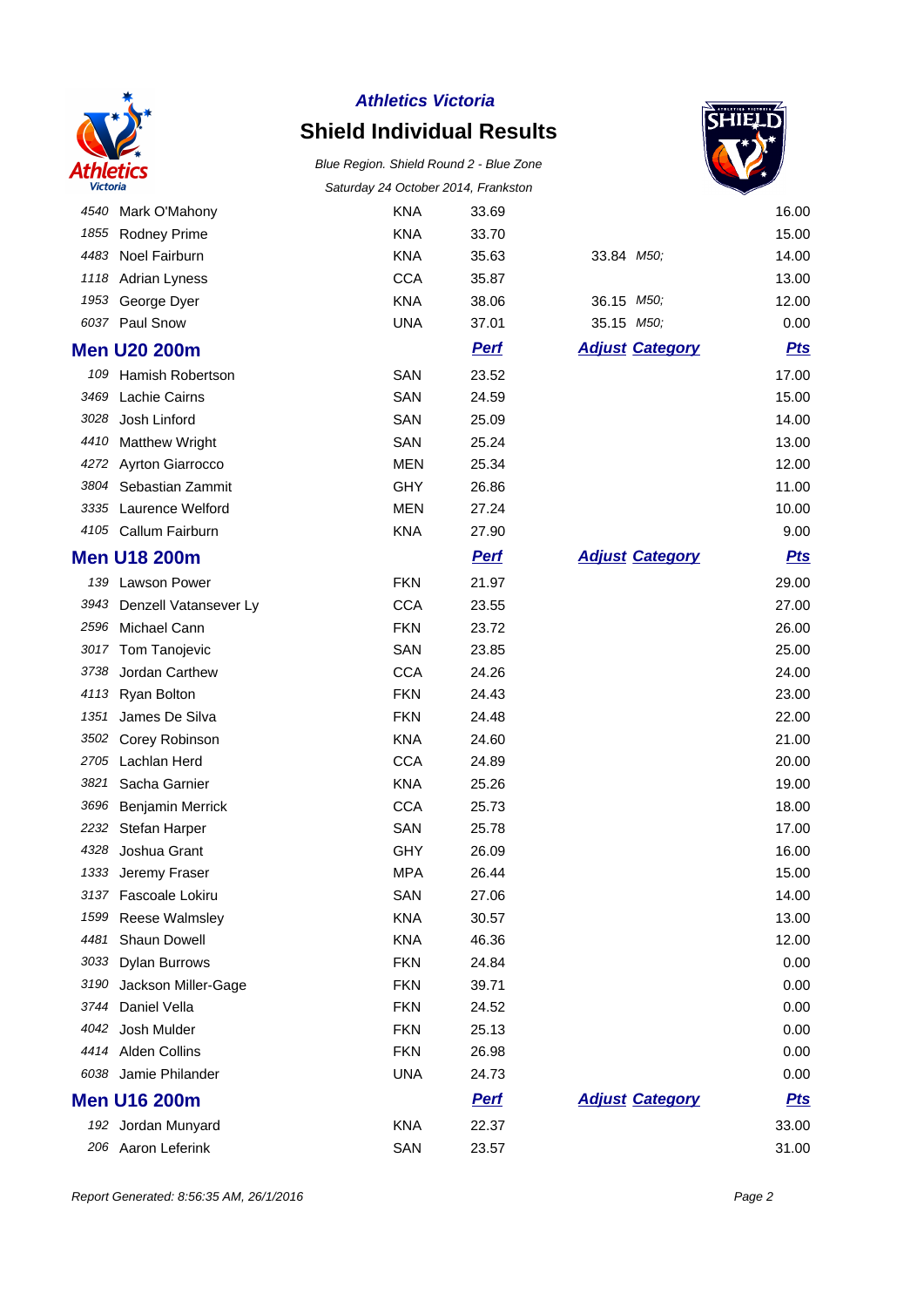# Athletics Victoria

## Shield Individual Results

*Blue Region. Shield Round 2 - Blue Zone*

*Saturday 24 October 2014, Frankston*

| | | | | | | |
|---|---|---|---|---|---|---|
| 4540 | Mark O'Mahony | KNA | 33.69 | | | 16.00 |
| 1855 | Rodney Prime | KNA | 33.70 | | | 15.00 |
| 4483 | Noel Fairburn | KNA | 35.63 | 33.84 | M50; | 14.00 |
| 1118 | Adrian Lyness | CCA | 35.87 | | | 13.00 |
| 1953 | George Dyer | KNA | 38.06 | 36.15 | M50; | 12.00 |
| 6037 | Paul Snow | UNA | 37.01 | 35.15 | M50; | 0.00 |

### Men U20 200m

| | | | Perf | Adjust | Category | Pts |
|---|---|---|---|---|---|---|
| 109 | Hamish Robertson | SAN | 23.52 | | | 17.00 |
| 3469 | Lachie Cairns | SAN | 24.59 | | | 15.00 |
| 3028 | Josh Linford | SAN | 25.09 | | | 14.00 |
| 4410 | Matthew Wright | SAN | 25.24 | | | 13.00 |
| 4272 | Ayrton Giarrocco | MEN | 25.34 | | | 12.00 |
| 3804 | Sebastian Zammit | GHY | 26.86 | | | 11.00 |
| 3335 | Laurence Welford | MEN | 27.24 | | | 10.00 |
| 4105 | Callum Fairburn | KNA | 27.90 | | | 9.00 |

### Men U18 200m

| | | | Perf | Adjust | Category | Pts |
|---|---|---|---|---|---|---|
| 139 | Lawson Power | FKN | 21.97 | | | 29.00 |
| 3943 | Denzell Vatansever Ly | CCA | 23.55 | | | 27.00 |
| 2596 | Michael Cann | FKN | 23.72 | | | 26.00 |
| 3017 | Tom Tanojevic | SAN | 23.85 | | | 25.00 |
| 3738 | Jordan Carthew | CCA | 24.26 | | | 24.00 |
| 4113 | Ryan Bolton | FKN | 24.43 | | | 23.00 |
| 1351 | James De Silva | FKN | 24.48 | | | 22.00 |
| 3502 | Corey Robinson | KNA | 24.60 | | | 21.00 |
| 2705 | Lachlan Herd | CCA | 24.89 | | | 20.00 |
| 3821 | Sacha Garnier | KNA | 25.26 | | | 19.00 |
| 3696 | Benjamin Merrick | CCA | 25.73 | | | 18.00 |
| 2232 | Stefan Harper | SAN | 25.78 | | | 17.00 |
| 4328 | Joshua Grant | GHY | 26.09 | | | 16.00 |
| 1333 | Jeremy Fraser | MPA | 26.44 | | | 15.00 |
| 3137 | Fascoale Lokiru | SAN | 27.06 | | | 14.00 |
| 1599 | Reese Walmsley | KNA | 30.57 | | | 13.00 |
| 4481 | Shaun Dowell | KNA | 46.36 | | | 12.00 |
| 3033 | Dylan Burrows | FKN | 24.84 | | | 0.00 |
| 3190 | Jackson Miller-Gage | FKN | 39.71 | | | 0.00 |
| 3744 | Daniel Vella | FKN | 24.52 | | | 0.00 |
| 4042 | Josh Mulder | FKN | 25.13 | | | 0.00 |
| 4414 | Alden Collins | FKN | 26.98 | | | 0.00 |
| 6038 | Jamie Philander | UNA | 24.73 | | | 0.00 |

### Men U16 200m

| | | | Perf | Adjust | Category | Pts |
|---|---|---|---|---|---|---|
| 192 | Jordan Munyard | KNA | 22.37 | | | 33.00 |
| 206 | Aaron Leferink | SAN | 23.57 | | | 31.00 |

*Report Generated: 8:56:35 AM, 26/1/2016*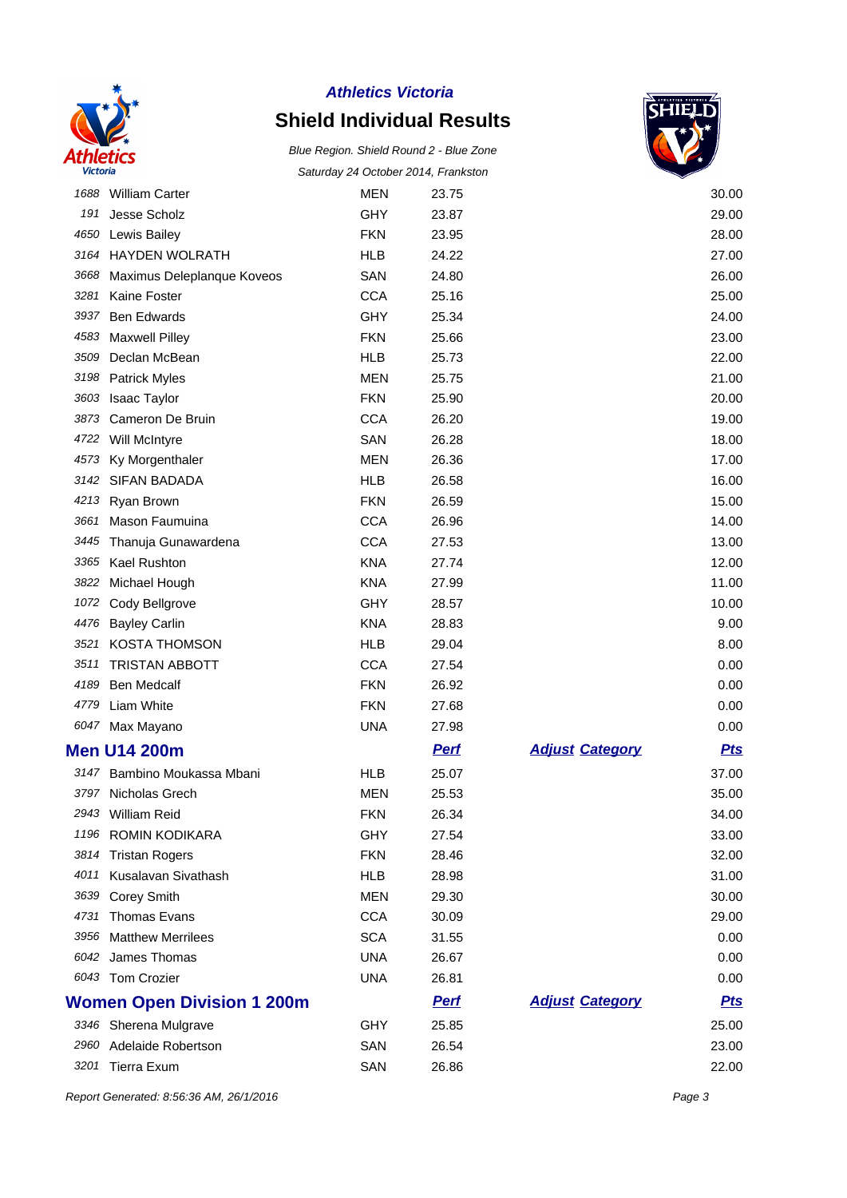# Athletics Victoria

## Shield Individual Results

*Blue Region. Shield Round 2 - Blue Zone*

*Saturday 24 October 2014, Frankston*

| | | | | | |
|---|---|---|---|---|---|
| 1688 | William Carter | MEN | 23.75 | | 30.00 |
| 191 | Jesse Scholz | GHY | 23.87 | | 29.00 |
| 4650 | Lewis Bailey | FKN | 23.95 | | 28.00 |
| 3164 | HAYDEN WOLRATH | HLB | 24.22 | | 27.00 |
| 3668 | Maximus Deleplanque Koveos | SAN | 24.80 | | 26.00 |
| 3281 | Kaine Foster | CCA | 25.16 | | 25.00 |
| 3937 | Ben Edwards | GHY | 25.34 | | 24.00 |
| 4583 | Maxwell Pilley | FKN | 25.66 | | 23.00 |
| 3509 | Declan McBean | HLB | 25.73 | | 22.00 |
| 3198 | Patrick Myles | MEN | 25.75 | | 21.00 |
| 3603 | Isaac Taylor | FKN | 25.90 | | 20.00 |
| 3873 | Cameron De Bruin | CCA | 26.20 | | 19.00 |
| 4722 | Will McIntyre | SAN | 26.28 | | 18.00 |
| 4573 | Ky Morgenthaler | MEN | 26.36 | | 17.00 |
| 3142 | SIFAN BADADA | HLB | 26.58 | | 16.00 |
| 4213 | Ryan Brown | FKN | 26.59 | | 15.00 |
| 3661 | Mason Faumuina | CCA | 26.96 | | 14.00 |
| 3445 | Thanuja Gunawardena | CCA | 27.53 | | 13.00 |
| 3365 | Kael Rushton | KNA | 27.74 | | 12.00 |
| 3822 | Michael Hough | KNA | 27.99 | | 11.00 |
| 1072 | Cody Bellgrove | GHY | 28.57 | | 10.00 |
| 4476 | Bayley Carlin | KNA | 28.83 | | 9.00 |
| 3521 | KOSTA THOMSON | HLB | 29.04 | | 8.00 |
| 3511 | TRISTAN ABBOTT | CCA | 27.54 | | 0.00 |
| 4189 | Ben Medcalf | FKN | 26.92 | | 0.00 |
| 4779 | Liam White | FKN | 27.68 | | 0.00 |
| 6047 | Max Mayano | UNA | 27.98 | | 0.00 |

### Men U14 200m

| | | | Perf | Adjust Category | Pts |
|---|---|---|---|---|---|
| 3147 | Bambino Moukassa Mbani | HLB | 25.07 | | 37.00 |
| 3797 | Nicholas Grech | MEN | 25.53 | | 35.00 |
| 2943 | William Reid | FKN | 26.34 | | 34.00 |
| 1196 | ROMIN KODIKARA | GHY | 27.54 | | 33.00 |
| 3814 | Tristan Rogers | FKN | 28.46 | | 32.00 |
| 4011 | Kusalavan Sivathash | HLB | 28.98 | | 31.00 |
| 3639 | Corey Smith | MEN | 29.30 | | 30.00 |
| 4731 | Thomas Evans | CCA | 30.09 | | 29.00 |
| 3956 | Matthew Merrilees | SCA | 31.55 | | 0.00 |
| 6042 | James Thomas | UNA | 26.67 | | 0.00 |
| 6043 | Tom Crozier | UNA | 26.81 | | 0.00 |

### Women Open Division 1 200m

| | | | Perf | Adjust Category | Pts |
|---|---|---|---|---|---|
| 3346 | Sherena Mulgrave | GHY | 25.85 | | 25.00 |
| 2960 | Adelaide Robertson | SAN | 26.54 | | 23.00 |
| 3201 | Tierra Exum | SAN | 26.86 | | 22.00 |

*Report Generated: 8:56:36 AM, 26/1/2016*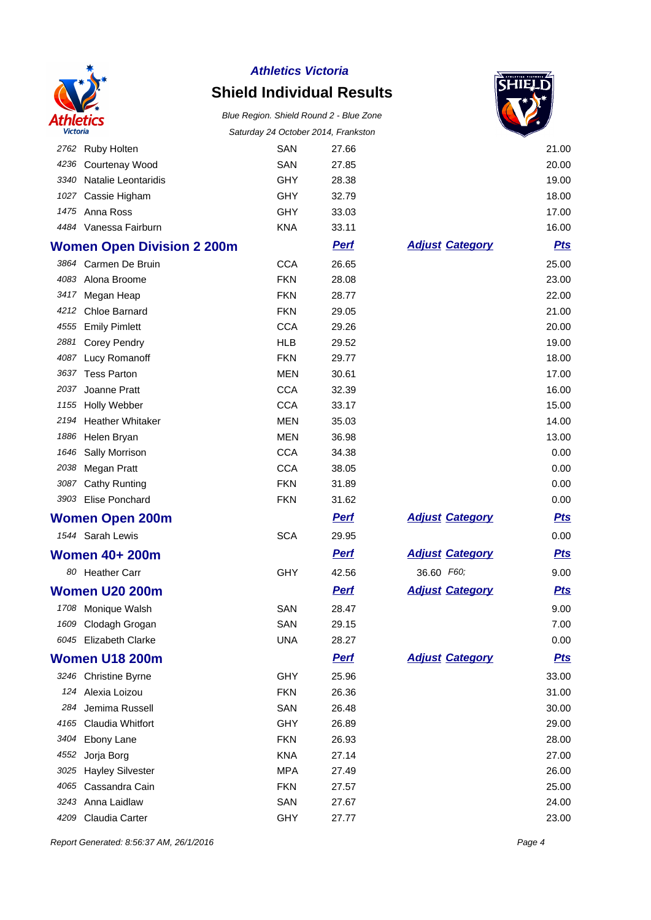| | | | | | |
|---|---|---|---|---|---|
| 2762 | Ruby Holten | SAN | 27.66 | | 21.00 |
| 4236 | Courtenay Wood | SAN | 27.85 | | 20.00 |
| 3340 | Natalie Leontaridis | GHY | 28.38 | | 19.00 |
| 1027 | Cassie Higham | GHY | 32.79 | | 18.00 |
| 1475 | Anna Ross | GHY | 33.03 | | 17.00 |
| 4484 | Vanessa Fairburn | KNA | 33.11 | | 16.00 |

## Women Open Division 2 200m

| | | | Perf | Adjust Category | Pts |
|---|---|---|---|---|---|
| 3864 | Carmen De Bruin | CCA | 26.65 | | 25.00 |
| 4083 | Alona Broome | FKN | 28.08 | | 23.00 |
| 3417 | Megan Heap | FKN | 28.77 | | 22.00 |
| 4212 | Chloe Barnard | FKN | 29.05 | | 21.00 |
| 4555 | Emily Pimlett | CCA | 29.26 | | 20.00 |
| 2881 | Corey Pendry | HLB | 29.52 | | 19.00 |
| 4087 | Lucy Romanoff | FKN | 29.77 | | 18.00 |
| 3637 | Tess Parton | MEN | 30.61 | | 17.00 |
| 2037 | Joanne Pratt | CCA | 32.39 | | 16.00 |
| 1155 | Holly Webber | CCA | 33.17 | | 15.00 |
| 2194 | Heather Whitaker | MEN | 35.03 | | 14.00 |
| 1886 | Helen Bryan | MEN | 36.98 | | 13.00 |
| 1646 | Sally Morrison | CCA | 34.38 | | 0.00 |
| 2038 | Megan Pratt | CCA | 38.05 | | 0.00 |
| 3087 | Cathy Runting | FKN | 31.89 | | 0.00 |
| 3903 | Elise Ponchard | FKN | 31.62 | | 0.00 |

## Women Open 200m

| | | | Perf | Adjust Category | Pts |
|---|---|---|---|---|---|
| 1544 | Sarah Lewis | SCA | 29.95 | | 0.00 |

## Women 40+ 200m

| | | | Perf | Adjust Category | Pts |
|---|---|---|---|---|---|
| 80 | Heather Carr | GHY | 42.56 | 36.60 *F60;* | 9.00 |

## Women U20 200m

| | | | Perf | Adjust Category | Pts |
|---|---|---|---|---|---|
| 1708 | Monique Walsh | SAN | 28.47 | | 9.00 |
| 1609 | Clodagh Grogan | SAN | 29.15 | | 7.00 |
| 6045 | Elizabeth Clarke | UNA | 28.27 | | 0.00 |

## Women U18 200m

| | | | Perf | Adjust Category | Pts |
|---|---|---|---|---|---|
| 3246 | Christine Byrne | GHY | 25.96 | | 33.00 |
| 124 | Alexia Loizou | FKN | 26.36 | | 31.00 |
| 284 | Jemima Russell | SAN | 26.48 | | 30.00 |
| 4165 | Claudia Whitfort | GHY | 26.89 | | 29.00 |
| 3404 | Ebony Lane | FKN | 26.93 | | 28.00 |
| 4552 | Jorja Borg | KNA | 27.14 | | 27.00 |
| 3025 | Hayley Silvester | MPA | 27.49 | | 26.00 |
| 4065 | Cassandra Cain | FKN | 27.57 | | 25.00 |
| 3243 | Anna Laidlaw | SAN | 27.67 | | 24.00 |
| 4209 | Claudia Carter | GHY | 27.77 | | 23.00 |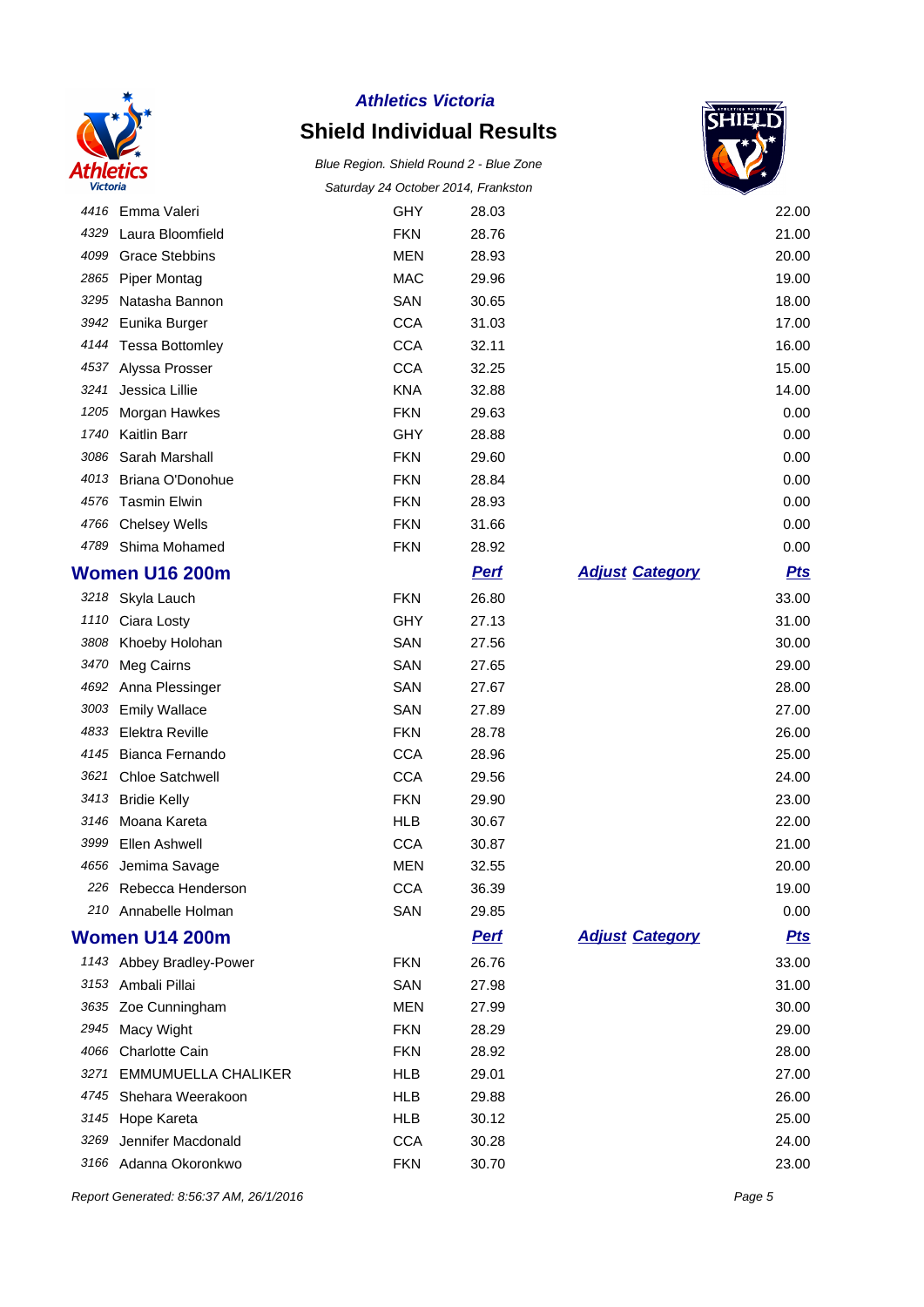| | | | | | |
|---|---|---|---|---|---|
| 4416 | Emma Valeri | GHY | 28.03 | | 22.00 |
| 4329 | Laura Bloomfield | FKN | 28.76 | | 21.00 |
| 4099 | Grace Stebbins | MEN | 28.93 | | 20.00 |
| 2865 | Piper Montag | MAC | 29.96 | | 19.00 |
| 3295 | Natasha Bannon | SAN | 30.65 | | 18.00 |
| 3942 | Eunika Burger | CCA | 31.03 | | 17.00 |
| 4144 | Tessa Bottomley | CCA | 32.11 | | 16.00 |
| 4537 | Alyssa Prosser | CCA | 32.25 | | 15.00 |
| 3241 | Jessica Lillie | KNA | 32.88 | | 14.00 |
| 1205 | Morgan Hawkes | FKN | 29.63 | | 0.00 |
| 1740 | Kaitlin Barr | GHY | 28.88 | | 0.00 |
| 3086 | Sarah Marshall | FKN | 29.60 | | 0.00 |
| 4013 | Briana O'Donohue | FKN | 28.84 | | 0.00 |
| 4576 | Tasmin Elwin | FKN | 28.93 | | 0.00 |
| 4766 | Chelsey Wells | FKN | 31.66 | | 0.00 |
| 4789 | Shima Mohamed | FKN | 28.92 | | 0.00 |

## Women U16 200m

| | | | Perf | Adjust Category | Pts |
|---|---|---|---|---|---|
| 3218 | Skyla Lauch | FKN | 26.80 | | 33.00 |
| 1110 | Ciara Losty | GHY | 27.13 | | 31.00 |
| 3808 | Khoeby Holohan | SAN | 27.56 | | 30.00 |
| 3470 | Meg Cairns | SAN | 27.65 | | 29.00 |
| 4692 | Anna Plessinger | SAN | 27.67 | | 28.00 |
| 3003 | Emily Wallace | SAN | 27.89 | | 27.00 |
| 4833 | Elektra Reville | FKN | 28.78 | | 26.00 |
| 4145 | Bianca Fernando | CCA | 28.96 | | 25.00 |
| 3621 | Chloe Satchwell | CCA | 29.56 | | 24.00 |
| 3413 | Bridie Kelly | FKN | 29.90 | | 23.00 |
| 3146 | Moana Kareta | HLB | 30.67 | | 22.00 |
| 3999 | Ellen Ashwell | CCA | 30.87 | | 21.00 |
| 4656 | Jemima Savage | MEN | 32.55 | | 20.00 |
| 226 | Rebecca Henderson | CCA | 36.39 | | 19.00 |
| 210 | Annabelle Holman | SAN | 29.85 | | 0.00 |

## Women U14 200m

| | | | Perf | Adjust Category | Pts |
|---|---|---|---|---|---|
| 1143 | Abbey Bradley-Power | FKN | 26.76 | | 33.00 |
| 3153 | Ambali Pillai | SAN | 27.98 | | 31.00 |
| 3635 | Zoe Cunningham | MEN | 27.99 | | 30.00 |
| 2945 | Macy Wight | FKN | 28.29 | | 29.00 |
| 4066 | Charlotte Cain | FKN | 28.92 | | 28.00 |
| 3271 | EMMUMUELLA CHALIKER | HLB | 29.01 | | 27.00 |
| 4745 | Shehara Weerakoon | HLB | 29.88 | | 26.00 |
| 3145 | Hope Kareta | HLB | 30.12 | | 25.00 |
| 3269 | Jennifer Macdonald | CCA | 30.28 | | 24.00 |
| 3166 | Adanna Okoronkwo | FKN | 30.70 | | 23.00 |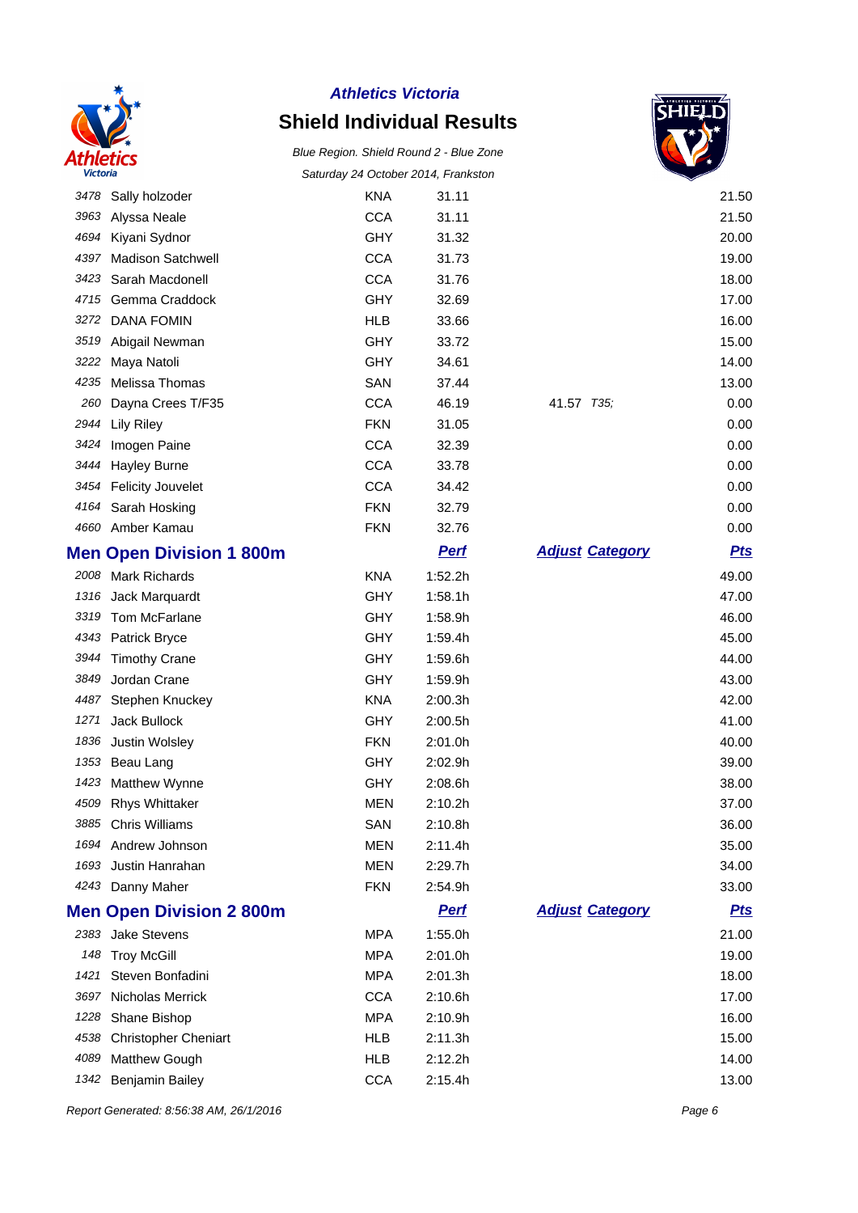**Athletics Victoria**

# Shield Individual Results

*Blue Region. Shield Round 2 - Blue Zone*

*Saturday 24 October 2014, Frankston*

| | | | | | |
|---|---|---|---|---|---|
| 3478 | Sally holzoder | KNA | 31.11 | | 21.50 |
| 3963 | Alyssa Neale | CCA | 31.11 | | 21.50 |
| 4694 | Kiyani Sydnor | GHY | 31.32 | | 20.00 |
| 4397 | Madison Satchwell | CCA | 31.73 | | 19.00 |
| 3423 | Sarah Macdonell | CCA | 31.76 | | 18.00 |
| 4715 | Gemma Craddock | GHY | 32.69 | | 17.00 |
| 3272 | DANA FOMIN | HLB | 33.66 | | 16.00 |
| 3519 | Abigail Newman | GHY | 33.72 | | 15.00 |
| 3222 | Maya Natoli | GHY | 34.61 | | 14.00 |
| 4235 | Melissa Thomas | SAN | 37.44 | | 13.00 |
| 260 | Dayna Crees T/F35 | CCA | 46.19 | 41.57 *T35;* | 0.00 |
| 2944 | Lily Riley | FKN | 31.05 | | 0.00 |
| 3424 | Imogen Paine | CCA | 32.39 | | 0.00 |
| 3444 | Hayley Burne | CCA | 33.78 | | 0.00 |
| 3454 | Felicity Jouvelet | CCA | 34.42 | | 0.00 |
| 4164 | Sarah Hosking | FKN | 32.79 | | 0.00 |
| 4660 | Amber Kamau | FKN | 32.76 | | 0.00 |

## Men Open Division 1 800m

| | | | Perf | Adjust Category | Pts |
|---|---|---|---|---|---|
| 2008 | Mark Richards | KNA | 1:52.2h | | 49.00 |
| 1316 | Jack Marquardt | GHY | 1:58.1h | | 47.00 |
| 3319 | Tom McFarlane | GHY | 1:58.9h | | 46.00 |
| 4343 | Patrick Bryce | GHY | 1:59.4h | | 45.00 |
| 3944 | Timothy Crane | GHY | 1:59.6h | | 44.00 |
| 3849 | Jordan Crane | GHY | 1:59.9h | | 43.00 |
| 4487 | Stephen Knuckey | KNA | 2:00.3h | | 42.00 |
| 1271 | Jack Bullock | GHY | 2:00.5h | | 41.00 |
| 1836 | Justin Wolsley | FKN | 2:01.0h | | 40.00 |
| 1353 | Beau Lang | GHY | 2:02.9h | | 39.00 |
| 1423 | Matthew Wynne | GHY | 2:08.6h | | 38.00 |
| 4509 | Rhys Whittaker | MEN | 2:10.2h | | 37.00 |
| 3885 | Chris Williams | SAN | 2:10.8h | | 36.00 |
| 1694 | Andrew Johnson | MEN | 2:11.4h | | 35.00 |
| 1693 | Justin Hanrahan | MEN | 2:29.7h | | 34.00 |
| 4243 | Danny Maher | FKN | 2:54.9h | | 33.00 |

## Men Open Division 2 800m

| | | | Perf | Adjust Category | Pts |
|---|---|---|---|---|---|
| 2383 | Jake Stevens | MPA | 1:55.0h | | 21.00 |
| 148 | Troy McGill | MPA | 2:01.0h | | 19.00 |
| 1421 | Steven Bonfadini | MPA | 2:01.3h | | 18.00 |
| 3697 | Nicholas Merrick | CCA | 2:10.6h | | 17.00 |
| 1228 | Shane Bishop | MPA | 2:10.9h | | 16.00 |
| 4538 | Christopher Cheniart | HLB | 2:11.3h | | 15.00 |
| 4089 | Matthew Gough | HLB | 2:12.2h | | 14.00 |
| 1342 | Benjamin Bailey | CCA | 2:15.4h | | 13.00 |

*Report Generated: 8:56:38 AM, 26/1/2016*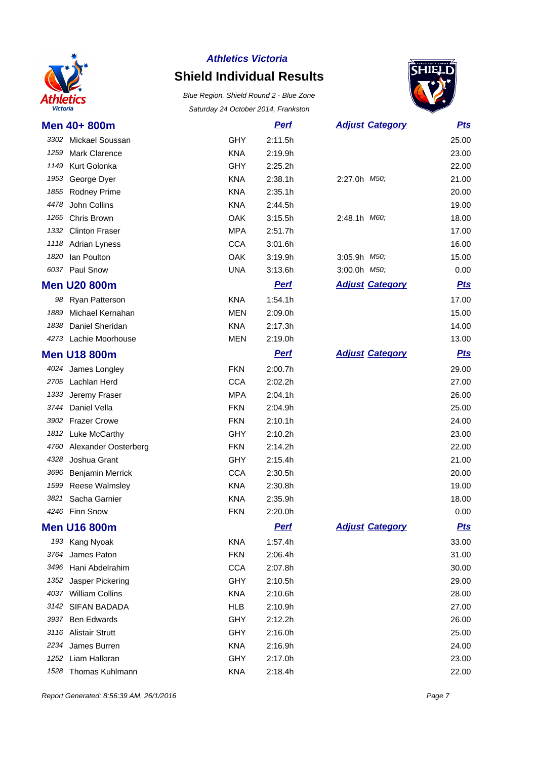**Athletics Victoria**

# Shield Individual Results

*Blue Region. Shield Round 2 - Blue Zone*

*Saturday 24 October 2014, Frankston*

## Men 40+ 800m

| | Name | Club | Perf | Adjust | Category | Pts |
|---|---|---|---|---|---|---|
| 3302 | Mickael Soussan | GHY | 2:11.5h | | | 25.00 |
| 1259 | Mark Clarence | KNA | 2:19.9h | | | 23.00 |
| 1149 | Kurt Golonka | GHY | 2:25.2h | | | 22.00 |
| 1953 | George Dyer | KNA | 2:38.1h | 2:27.0h | M50; | 21.00 |
| 1855 | Rodney Prime | KNA | 2:35.1h | | | 20.00 |
| 4478 | John Collins | KNA | 2:44.5h | | | 19.00 |
| 1265 | Chris Brown | OAK | 3:15.5h | 2:48.1h | M60; | 18.00 |
| 1332 | Clinton Fraser | MPA | 2:51.7h | | | 17.00 |
| 1118 | Adrian Lyness | CCA | 3:01.6h | | | 16.00 |
| 1820 | Ian Poulton | OAK | 3:19.9h | 3:05.9h | M50; | 15.00 |
| 6037 | Paul Snow | UNA | 3:13.6h | 3:00.0h | M50; | 0.00 |

## Men U20 800m

| | Name | Club | Perf | Adjust | Category | Pts |
|---|---|---|---|---|---|---|
| 98 | Ryan Patterson | KNA | 1:54.1h | | | 17.00 |
| 1889 | Michael Kernahan | MEN | 2:09.0h | | | 15.00 |
| 1838 | Daniel Sheridan | KNA | 2:17.3h | | | 14.00 |
| 4273 | Lachie Moorhouse | MEN | 2:19.0h | | | 13.00 |

## Men U18 800m

| | Name | Club | Perf | Adjust | Category | Pts |
|---|---|---|---|---|---|---|
| 4024 | James Longley | FKN | 2:00.7h | | | 29.00 |
| 2705 | Lachlan Herd | CCA | 2:02.2h | | | 27.00 |
| 1333 | Jeremy Fraser | MPA | 2:04.1h | | | 26.00 |
| 3744 | Daniel Vella | FKN | 2:04.9h | | | 25.00 |
| 3902 | Frazer Crowe | FKN | 2:10.1h | | | 24.00 |
| 1812 | Luke McCarthy | GHY | 2:10.2h | | | 23.00 |
| 4760 | Alexander Oosterberg | FKN | 2:14.2h | | | 22.00 |
| 4328 | Joshua Grant | GHY | 2:15.4h | | | 21.00 |
| 3696 | Benjamin Merrick | CCA | 2:30.5h | | | 20.00 |
| 1599 | Reese Walmsley | KNA | 2:30.8h | | | 19.00 |
| 3821 | Sacha Garnier | KNA | 2:35.9h | | | 18.00 |
| 4246 | Finn Snow | FKN | 2:20.0h | | | 0.00 |

## Men U16 800m

| | Name | Club | Perf | Adjust | Category | Pts |
|---|---|---|---|---|---|---|
| 193 | Kang Nyoak | KNA | 1:57.4h | | | 33.00 |
| 3764 | James Paton | FKN | 2:06.4h | | | 31.00 |
| 3496 | Hani Abdelrahim | CCA | 2:07.8h | | | 30.00 |
| 1352 | Jasper Pickering | GHY | 2:10.5h | | | 29.00 |
| 4037 | William Collins | KNA | 2:10.6h | | | 28.00 |
| 3142 | SIFAN BADADA | HLB | 2:10.9h | | | 27.00 |
| 3937 | Ben Edwards | GHY | 2:12.2h | | | 26.00 |
| 3116 | Alistair Strutt | GHY | 2:16.0h | | | 25.00 |
| 2234 | James Burren | KNA | 2:16.9h | | | 24.00 |
| 1252 | Liam Halloran | GHY | 2:17.0h | | | 23.00 |
| 1528 | Thomas Kuhlmann | KNA | 2:18.4h | | | 22.00 |

*Report Generated: 8:56:39 AM, 26/1/2016*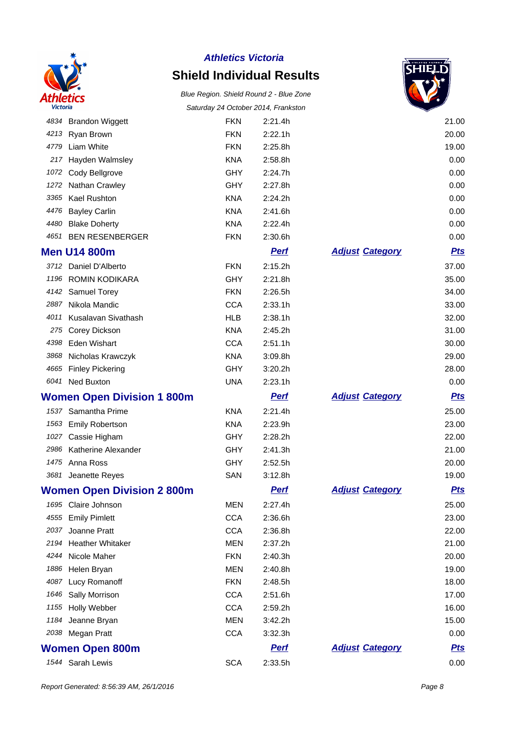**Athletics Victoria**

# Shield Individual Results

*Blue Region. Shield Round 2 - Blue Zone*

*Saturday 24 October 2014, Frankston*

| | | | | | |
|---|---|---|---|---|---|
| 4834 | Brandon Wiggett | FKN | 2:21.4h | | 21.00 |
| 4213 | Ryan Brown | FKN | 2:22.1h | | 20.00 |
| 4779 | Liam White | FKN | 2:25.8h | | 19.00 |
| 217 | Hayden Walmsley | KNA | 2:58.8h | | 0.00 |
| 1072 | Cody Bellgrove | GHY | 2:24.7h | | 0.00 |
| 1272 | Nathan Crawley | GHY | 2:27.8h | | 0.00 |
| 3365 | Kael Rushton | KNA | 2:24.2h | | 0.00 |
| 4476 | Bayley Carlin | KNA | 2:41.6h | | 0.00 |
| 4480 | Blake Doherty | KNA | 2:22.4h | | 0.00 |
| 4651 | BEN RESENBERGER | FKN | 2:30.6h | | 0.00 |

## Men U14 800m

| | | | Perf | Adjust Category | Pts |
|---|---|---|---|---|---|
| 3712 | Daniel D'Alberto | FKN | 2:15.2h | | 37.00 |
| 1196 | ROMIN KODIKARA | GHY | 2:21.8h | | 35.00 |
| 4142 | Samuel Torey | FKN | 2:26.5h | | 34.00 |
| 2887 | Nikola Mandic | CCA | 2:33.1h | | 33.00 |
| 4011 | Kusalavan Sivathash | HLB | 2:38.1h | | 32.00 |
| 275 | Corey Dickson | KNA | 2:45.2h | | 31.00 |
| 4398 | Eden Wishart | CCA | 2:51.1h | | 30.00 |
| 3868 | Nicholas Krawczyk | KNA | 3:09.8h | | 29.00 |
| 4665 | Finley Pickering | GHY | 3:20.2h | | 28.00 |
| 6041 | Ned Buxton | UNA | 2:23.1h | | 0.00 |

## Women Open Division 1 800m

| | | | Perf | Adjust Category | Pts |
|---|---|---|---|---|---|
| 1537 | Samantha Prime | KNA | 2:21.4h | | 25.00 |
| 1563 | Emily Robertson | KNA | 2:23.9h | | 23.00 |
| 1027 | Cassie Higham | GHY | 2:28.2h | | 22.00 |
| 2986 | Katherine Alexander | GHY | 2:41.3h | | 21.00 |
| 1475 | Anna Ross | GHY | 2:52.5h | | 20.00 |
| 3681 | Jeanette Reyes | SAN | 3:12.8h | | 19.00 |

## Women Open Division 2 800m

| | | | Perf | Adjust Category | Pts |
|---|---|---|---|---|---|
| 1695 | Claire Johnson | MEN | 2:27.4h | | 25.00 |
| 4555 | Emily Pimlett | CCA | 2:36.6h | | 23.00 |
| 2037 | Joanne Pratt | CCA | 2:36.8h | | 22.00 |
| 2194 | Heather Whitaker | MEN | 2:37.2h | | 21.00 |
| 4244 | Nicole Maher | FKN | 2:40.3h | | 20.00 |
| 1886 | Helen Bryan | MEN | 2:40.8h | | 19.00 |
| 4087 | Lucy Romanoff | FKN | 2:48.5h | | 18.00 |
| 1646 | Sally Morrison | CCA | 2:51.6h | | 17.00 |
| 1155 | Holly Webber | CCA | 2:59.2h | | 16.00 |
| 1184 | Jeanne Bryan | MEN | 3:42.2h | | 15.00 |
| 2038 | Megan Pratt | CCA | 3:32.3h | | 0.00 |

## Women Open 800m

| | | | Perf | Adjust Category | Pts |
|---|---|---|---|---|---|
| 1544 | Sarah Lewis | SCA | 2:33.5h | | 0.00 |

*Report Generated: 8:56:39 AM, 26/1/2016*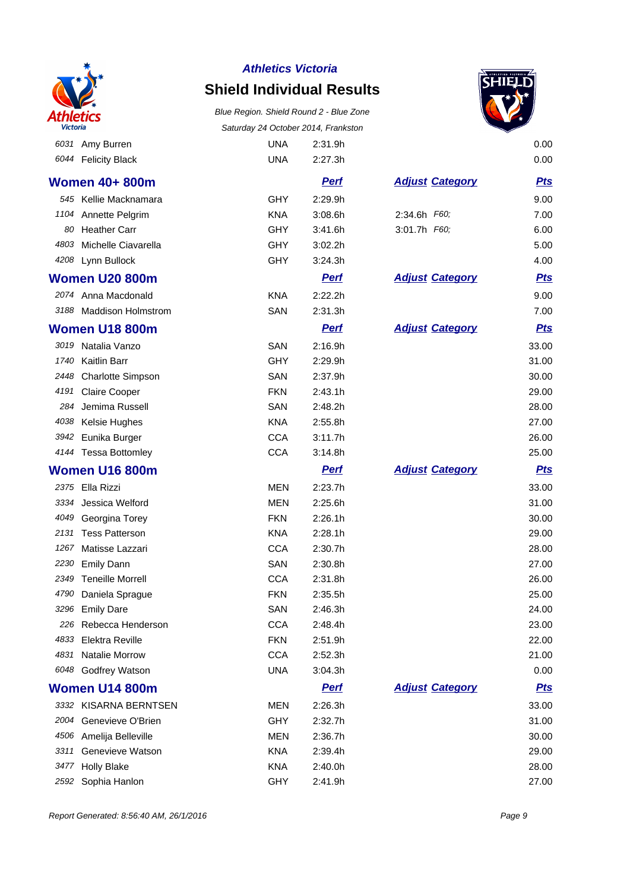| | | | | | |
|---|---|---|---|---|---|
| 6031 | Amy Burren | UNA | 2:31.9h | | 0.00 |
| 6044 | Felicity Black | UNA | 2:27.3h | | 0.00 |

## Women 40+ 800m

| | | | Perf | Adjust Category | Pts |
|---|---|---|---|---|---|
| 545 | Kellie Macknamara | GHY | 2:29.9h | | 9.00 |
| 1104 | Annette Pelgrim | KNA | 3:08.6h | 2:34.6h F60; | 7.00 |
| 80 | Heather Carr | GHY | 3:41.6h | 3:01.7h F60; | 6.00 |
| 4803 | Michelle Ciavarella | GHY | 3:02.2h | | 5.00 |
| 4208 | Lynn Bullock | GHY | 3:24.3h | | 4.00 |

## Women U20 800m

| | | | Perf | Adjust Category | Pts |
|---|---|---|---|---|---|
| 2074 | Anna Macdonald | KNA | 2:22.2h | | 9.00 |
| 3188 | Maddison Holmstrom | SAN | 2:31.3h | | 7.00 |

## Women U18 800m

| | | | Perf | Adjust Category | Pts |
|---|---|---|---|---|---|
| 3019 | Natalia Vanzo | SAN | 2:16.9h | | 33.00 |
| 1740 | Kaitlin Barr | GHY | 2:29.9h | | 31.00 |
| 2448 | Charlotte Simpson | SAN | 2:37.9h | | 30.00 |
| 4191 | Claire Cooper | FKN | 2:43.1h | | 29.00 |
| 284 | Jemima Russell | SAN | 2:48.2h | | 28.00 |
| 4038 | Kelsie Hughes | KNA | 2:55.8h | | 27.00 |
| 3942 | Eunika Burger | CCA | 3:11.7h | | 26.00 |
| 4144 | Tessa Bottomley | CCA | 3:14.8h | | 25.00 |

## Women U16 800m

| | | | Perf | Adjust Category | Pts |
|---|---|---|---|---|---|
| 2375 | Ella Rizzi | MEN | 2:23.7h | | 33.00 |
| 3334 | Jessica Welford | MEN | 2:25.6h | | 31.00 |
| 4049 | Georgina Torey | FKN | 2:26.1h | | 30.00 |
| 2131 | Tess Patterson | KNA | 2:28.1h | | 29.00 |
| 1267 | Matisse Lazzari | CCA | 2:30.7h | | 28.00 |
| 2230 | Emily Dann | SAN | 2:30.8h | | 27.00 |
| 2349 | Teneille Morrell | CCA | 2:31.8h | | 26.00 |
| 4790 | Daniela Sprague | FKN | 2:35.5h | | 25.00 |
| 3296 | Emily Dare | SAN | 2:46.3h | | 24.00 |
| 226 | Rebecca Henderson | CCA | 2:48.4h | | 23.00 |
| 4833 | Elektra Reville | FKN | 2:51.9h | | 22.00 |
| 4831 | Natalie Morrow | CCA | 2:52.3h | | 21.00 |
| 6048 | Godfrey Watson | UNA | 3:04.3h | | 0.00 |

## Women U14 800m

| | | | Perf | Adjust Category | Pts |
|---|---|---|---|---|---|
| 3332 | KISARNA BERNTSEN | MEN | 2:26.3h | | 33.00 |
| 2004 | Genevieve O'Brien | GHY | 2:32.7h | | 31.00 |
| 4506 | Amelija Belleville | MEN | 2:36.7h | | 30.00 |
| 3311 | Genevieve Watson | KNA | 2:39.4h | | 29.00 |
| 3477 | Holly Blake | KNA | 2:40.0h | | 28.00 |
| 2592 | Sophia Hanlon | GHY | 2:41.9h | | 27.00 |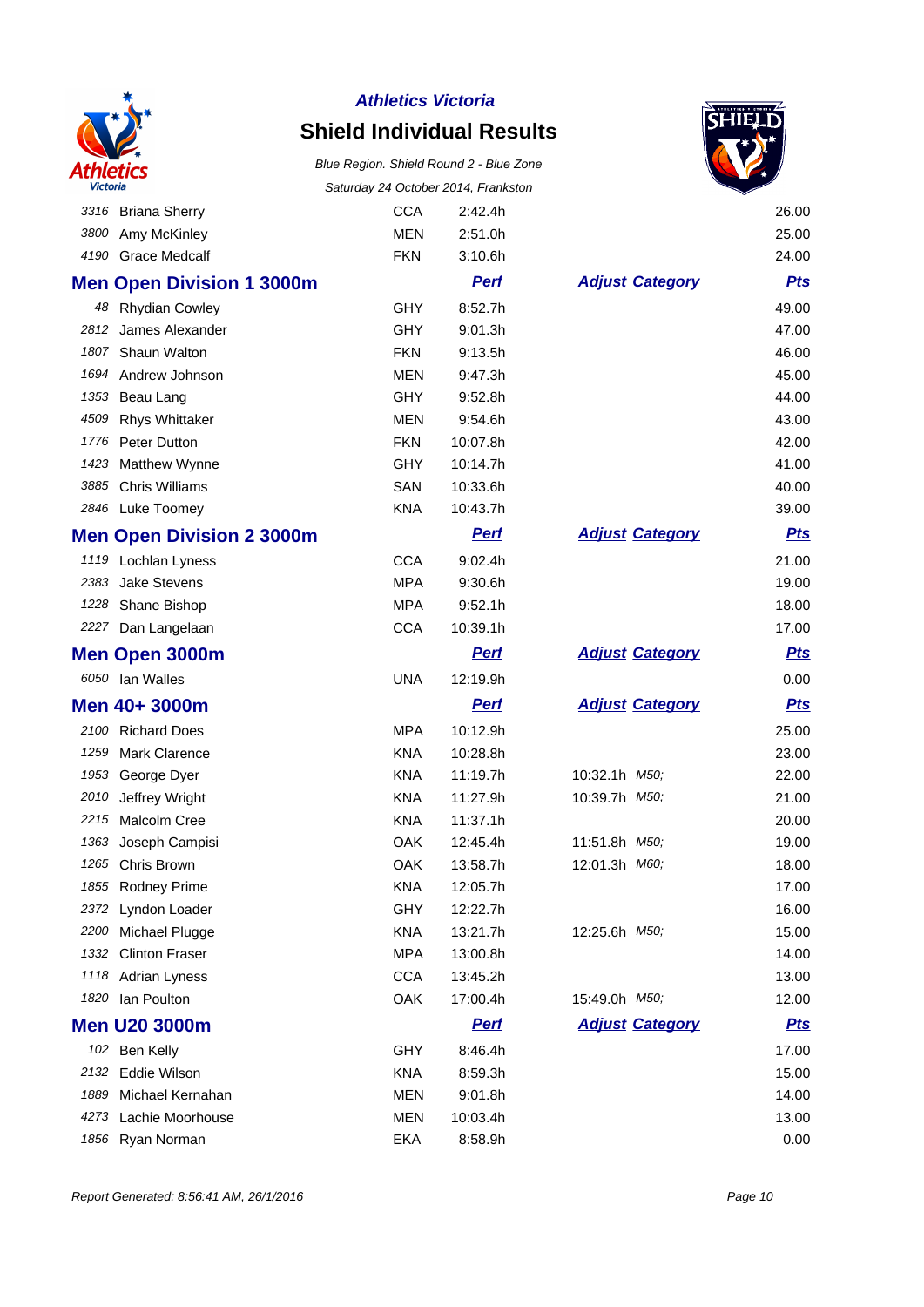**Athletics Victoria**

# Shield Individual Results

*Blue Region. Shield Round 2 - Blue Zone*

*Saturday 24 October 2014, Frankston*

| | | | | | |
|---|---|---|---|---|---|
| 3316 | Briana Sherry | CCA | 2:42.4h | | 26.00 |
| 3800 | Amy McKinley | MEN | 2:51.0h | | 25.00 |
| 4190 | Grace Medcalf | FKN | 3:10.6h | | 24.00 |

## Men Open Division 1 3000m

| | | | Perf | Adjust Category | Pts |
|---|---|---|---|---|---|
| 48 | Rhydian Cowley | GHY | 8:52.7h | | 49.00 |
| 2812 | James Alexander | GHY | 9:01.3h | | 47.00 |
| 1807 | Shaun Walton | FKN | 9:13.5h | | 46.00 |
| 1694 | Andrew Johnson | MEN | 9:47.3h | | 45.00 |
| 1353 | Beau Lang | GHY | 9:52.8h | | 44.00 |
| 4509 | Rhys Whittaker | MEN | 9:54.6h | | 43.00 |
| 1776 | Peter Dutton | FKN | 10:07.8h | | 42.00 |
| 1423 | Matthew Wynne | GHY | 10:14.7h | | 41.00 |
| 3885 | Chris Williams | SAN | 10:33.6h | | 40.00 |
| 2846 | Luke Toomey | KNA | 10:43.7h | | 39.00 |

## Men Open Division 2 3000m

| | | | Perf | Adjust Category | Pts |
|---|---|---|---|---|---|
| 1119 | Lochlan Lyness | CCA | 9:02.4h | | 21.00 |
| 2383 | Jake Stevens | MPA | 9:30.6h | | 19.00 |
| 1228 | Shane Bishop | MPA | 9:52.1h | | 18.00 |
| 2227 | Dan Langelaan | CCA | 10:39.1h | | 17.00 |

## Men Open 3000m

| | | | Perf | Adjust Category | Pts |
|---|---|---|---|---|---|
| 6050 | Ian Walles | UNA | 12:19.9h | | 0.00 |

## Men 40+ 3000m

| | | | Perf | Adjust Category | Pts |
|---|---|---|---|---|---|
| 2100 | Richard Does | MPA | 10:12.9h | | 25.00 |
| 1259 | Mark Clarence | KNA | 10:28.8h | | 23.00 |
| 1953 | George Dyer | KNA | 11:19.7h | 10:32.1h *M50;* | 22.00 |
| 2010 | Jeffrey Wright | KNA | 11:27.9h | 10:39.7h *M50;* | 21.00 |
| 2215 | Malcolm Cree | KNA | 11:37.1h | | 20.00 |
| 1363 | Joseph Campisi | OAK | 12:45.4h | 11:51.8h *M50;* | 19.00 |
| 1265 | Chris Brown | OAK | 13:58.7h | 12:01.3h *M60;* | 18.00 |
| 1855 | Rodney Prime | KNA | 12:05.7h | | 17.00 |
| 2372 | Lyndon Loader | GHY | 12:22.7h | | 16.00 |
| 2200 | Michael Plugge | KNA | 13:21.7h | 12:25.6h *M50;* | 15.00 |
| 1332 | Clinton Fraser | MPA | 13:00.8h | | 14.00 |
| 1118 | Adrian Lyness | CCA | 13:45.2h | | 13.00 |
| 1820 | Ian Poulton | OAK | 17:00.4h | 15:49.0h *M50;* | 12.00 |

## Men U20 3000m

| | | | Perf | Adjust Category | Pts |
|---|---|---|---|---|---|
| 102 | Ben Kelly | GHY | 8:46.4h | | 17.00 |
| 2132 | Eddie Wilson | KNA | 8:59.3h | | 15.00 |
| 1889 | Michael Kernahan | MEN | 9:01.8h | | 14.00 |
| 4273 | Lachie Moorhouse | MEN | 10:03.4h | | 13.00 |
| 1856 | Ryan Norman | EKA | 8:58.9h | | 0.00 |

*Report Generated: 8:56:41 AM, 26/1/2016*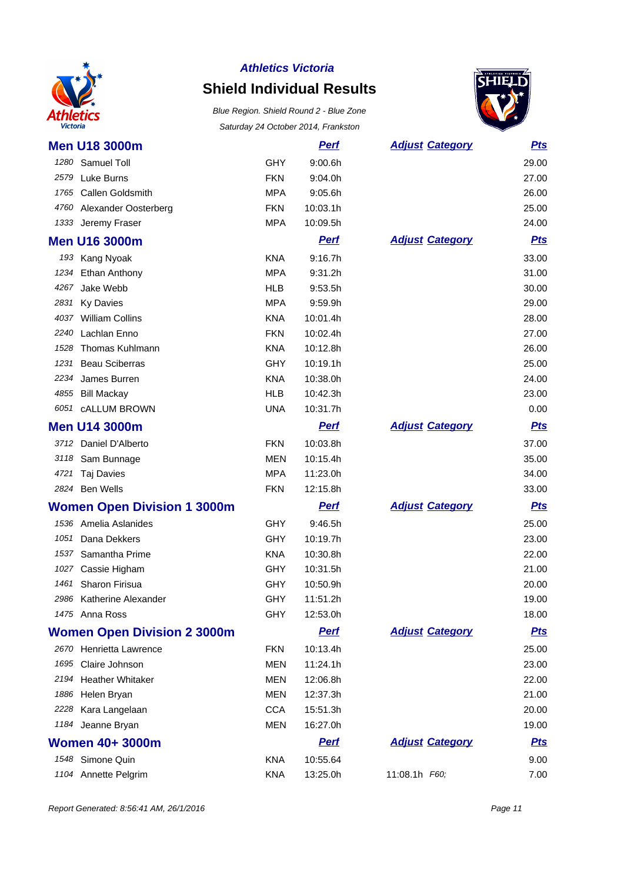*Athletics Victoria*

# Shield Individual Results

*Blue Region. Shield Round 2 - Blue Zone*

*Saturday 24 October 2014, Frankston*

## Men U18 3000m

| # | Name | Club | Perf | Adjust | Category | Pts |
|---|---|---|---|---|---|---|
| 1280 | Samuel Toll | GHY | 9:00.6h | | | 29.00 |
| 2579 | Luke Burns | FKN | 9:04.0h | | | 27.00 |
| 1765 | Callen Goldsmith | MPA | 9:05.6h | | | 26.00 |
| 4760 | Alexander Oosterberg | FKN | 10:03.1h | | | 25.00 |
| 1333 | Jeremy Fraser | MPA | 10:09.5h | | | 24.00 |

## Men U16 3000m

| # | Name | Club | Perf | Adjust | Category | Pts |
|---|---|---|---|---|---|---|
| 193 | Kang Nyoak | KNA | 9:16.7h | | | 33.00 |
| 1234 | Ethan Anthony | MPA | 9:31.2h | | | 31.00 |
| 4267 | Jake Webb | HLB | 9:53.5h | | | 30.00 |
| 2831 | Ky Davies | MPA | 9:59.9h | | | 29.00 |
| 4037 | William Collins | KNA | 10:01.4h | | | 28.00 |
| 2240 | Lachlan Enno | FKN | 10:02.4h | | | 27.00 |
| 1528 | Thomas Kuhlmann | KNA | 10:12.8h | | | 26.00 |
| 1231 | Beau Sciberras | GHY | 10:19.1h | | | 25.00 |
| 2234 | James Burren | KNA | 10:38.0h | | | 24.00 |
| 4855 | Bill Mackay | HLB | 10:42.3h | | | 23.00 |
| 6051 | cALLUM BROWN | UNA | 10:31.7h | | | 0.00 |

## Men U14 3000m

| # | Name | Club | Perf | Adjust | Category | Pts |
|---|---|---|---|---|---|---|
| 3712 | Daniel D'Alberto | FKN | 10:03.8h | | | 37.00 |
| 3118 | Sam Bunnage | MEN | 10:15.4h | | | 35.00 |
| 4721 | Taj Davies | MPA | 11:23.0h | | | 34.00 |
| 2824 | Ben Wells | FKN | 12:15.8h | | | 33.00 |

## Women Open Division 1 3000m

| # | Name | Club | Perf | Adjust | Category | Pts |
|---|---|---|---|---|---|---|
| 1536 | Amelia Aslanides | GHY | 9:46.5h | | | 25.00 |
| 1051 | Dana Dekkers | GHY | 10:19.7h | | | 23.00 |
| 1537 | Samantha Prime | KNA | 10:30.8h | | | 22.00 |
| 1027 | Cassie Higham | GHY | 10:31.5h | | | 21.00 |
| 1461 | Sharon Firisua | GHY | 10:50.9h | | | 20.00 |
| 2986 | Katherine Alexander | GHY | 11:51.2h | | | 19.00 |
| 1475 | Anna Ross | GHY | 12:53.0h | | | 18.00 |

## Women Open Division 2 3000m

| # | Name | Club | Perf | Adjust | Category | Pts |
|---|---|---|---|---|---|---|
| 2670 | Henrietta Lawrence | FKN | 10:13.4h | | | 25.00 |
| 1695 | Claire Johnson | MEN | 11:24.1h | | | 23.00 |
| 2194 | Heather Whitaker | MEN | 12:06.8h | | | 22.00 |
| 1886 | Helen Bryan | MEN | 12:37.3h | | | 21.00 |
| 2228 | Kara Langelaan | CCA | 15:51.3h | | | 20.00 |
| 1184 | Jeanne Bryan | MEN | 16:27.0h | | | 19.00 |

## Women 40+ 3000m

| # | Name | Club | Perf | Adjust | Category | Pts |
|---|---|---|---|---|---|---|
| 1548 | Simone Quin | KNA | 10:55.64 | | | 9.00 |
| 1104 | Annette Pelgrim | KNA | 13:25.0h | 11:08.1h | F60; | 7.00 |

*Report Generated: 8:56:41 AM, 26/1/2016*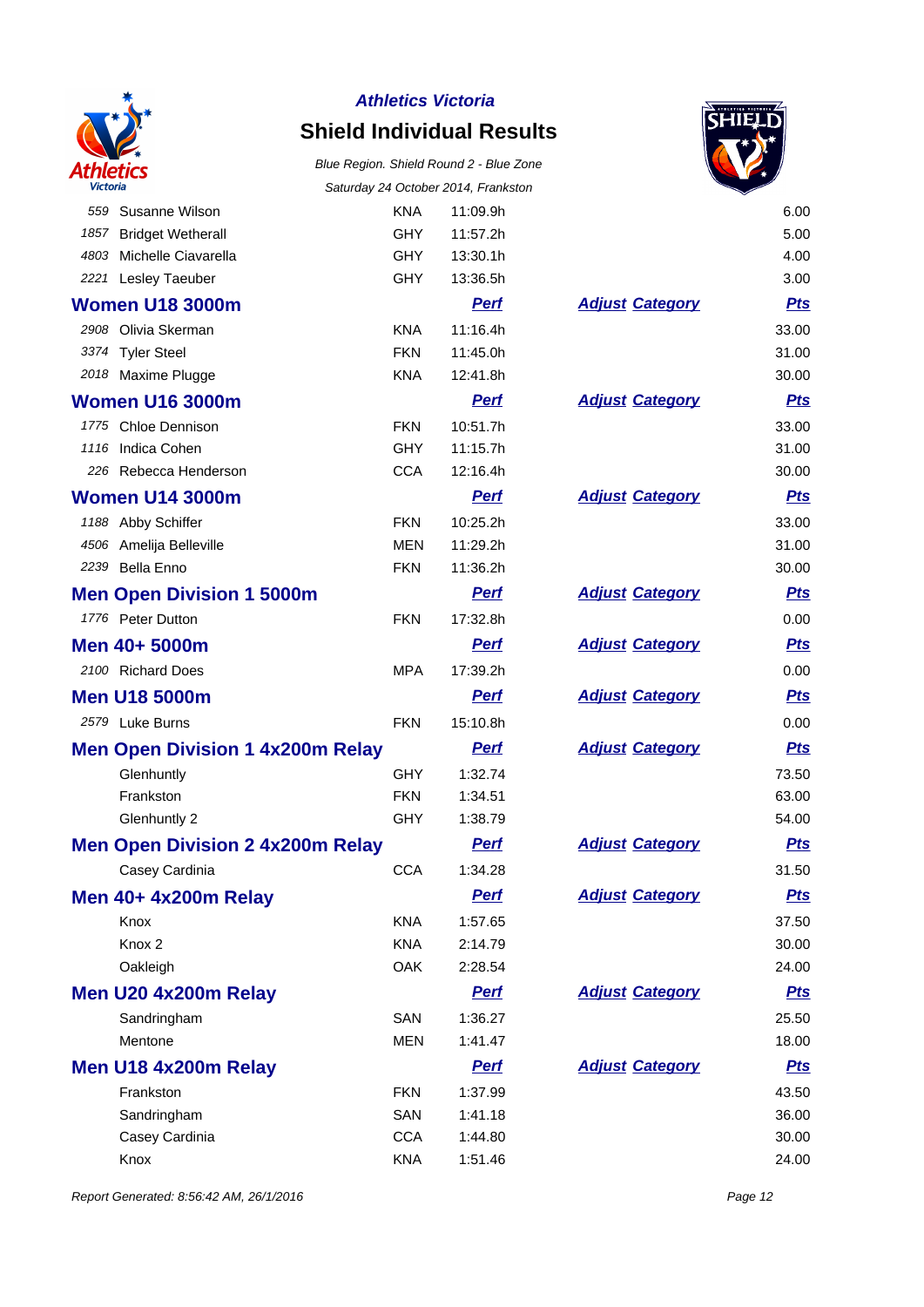**Athletics Victoria**

# Shield Individual Results

*Blue Region. Shield Round 2 - Blue Zone*

*Saturday 24 October 2014, Frankston*

| | | | | | |
|---|---|---|---|---|---|
| 559 | Susanne Wilson | KNA | 11:09.9h | | 6.00 |
| 1857 | Bridget Wetherall | GHY | 11:57.2h | | 5.00 |
| 4803 | Michelle Ciavarella | GHY | 13:30.1h | | 4.00 |
| 2221 | Lesley Taeuber | GHY | 13:36.5h | | 3.00 |

## Women U18 3000m

| | | | Perf | Adjust Category | Pts |
|---|---|---|---|---|---|
| 2908 | Olivia Skerman | KNA | 11:16.4h | | 33.00 |
| 3374 | Tyler Steel | FKN | 11:45.0h | | 31.00 |
| 2018 | Maxime Plugge | KNA | 12:41.8h | | 30.00 |

## Women U16 3000m

| | | | Perf | Adjust Category | Pts |
|---|---|---|---|---|---|
| 1775 | Chloe Dennison | FKN | 10:51.7h | | 33.00 |
| 1116 | Indica Cohen | GHY | 11:15.7h | | 31.00 |
| 226 | Rebecca Henderson | CCA | 12:16.4h | | 30.00 |

## Women U14 3000m

| | | | Perf | Adjust Category | Pts |
|---|---|---|---|---|---|
| 1188 | Abby Schiffer | FKN | 10:25.2h | | 33.00 |
| 4506 | Amelija Belleville | MEN | 11:29.2h | | 31.00 |
| 2239 | Bella Enno | FKN | 11:36.2h | | 30.00 |

## Men Open Division 1 5000m

| | | | Perf | Adjust Category | Pts |
|---|---|---|---|---|---|
| 1776 | Peter Dutton | FKN | 17:32.8h | | 0.00 |

## Men 40+ 5000m

| | | | Perf | Adjust Category | Pts |
|---|---|---|---|---|---|
| 2100 | Richard Does | MPA | 17:39.2h | | 0.00 |

## Men U18 5000m

| | | | Perf | Adjust Category | Pts |
|---|---|---|---|---|---|
| 2579 | Luke Burns | FKN | 15:10.8h | | 0.00 |

## Men Open Division 1 4x200m Relay

| | | Perf | Adjust Category | Pts |
|---|---|---|---|---|
| Glenhuntly | GHY | 1:32.74 | | 73.50 |
| Frankston | FKN | 1:34.51 | | 63.00 |
| Glenhuntly 2 | GHY | 1:38.79 | | 54.00 |

## Men Open Division 2 4x200m Relay

| | | Perf | Adjust Category | Pts |
|---|---|---|---|---|
| Casey Cardinia | CCA | 1:34.28 | | 31.50 |

## Men 40+ 4x200m Relay

| | | Perf | Adjust Category | Pts |
|---|---|---|---|---|
| Knox | KNA | 1:57.65 | | 37.50 |
| Knox 2 | KNA | 2:14.79 | | 30.00 |
| Oakleigh | OAK | 2:28.54 | | 24.00 |

## Men U20 4x200m Relay

| | | Perf | Adjust Category | Pts |
|---|---|---|---|---|
| Sandringham | SAN | 1:36.27 | | 25.50 |
| Mentone | MEN | 1:41.47 | | 18.00 |

## Men U18 4x200m Relay

| | | Perf | Adjust Category | Pts |
|---|---|---|---|---|
| Frankston | FKN | 1:37.99 | | 43.50 |
| Sandringham | SAN | 1:41.18 | | 36.00 |
| Casey Cardinia | CCA | 1:44.80 | | 30.00 |
| Knox | KNA | 1:51.46 | | 24.00 |

*Report Generated: 8:56:42 AM, 26/1/2016*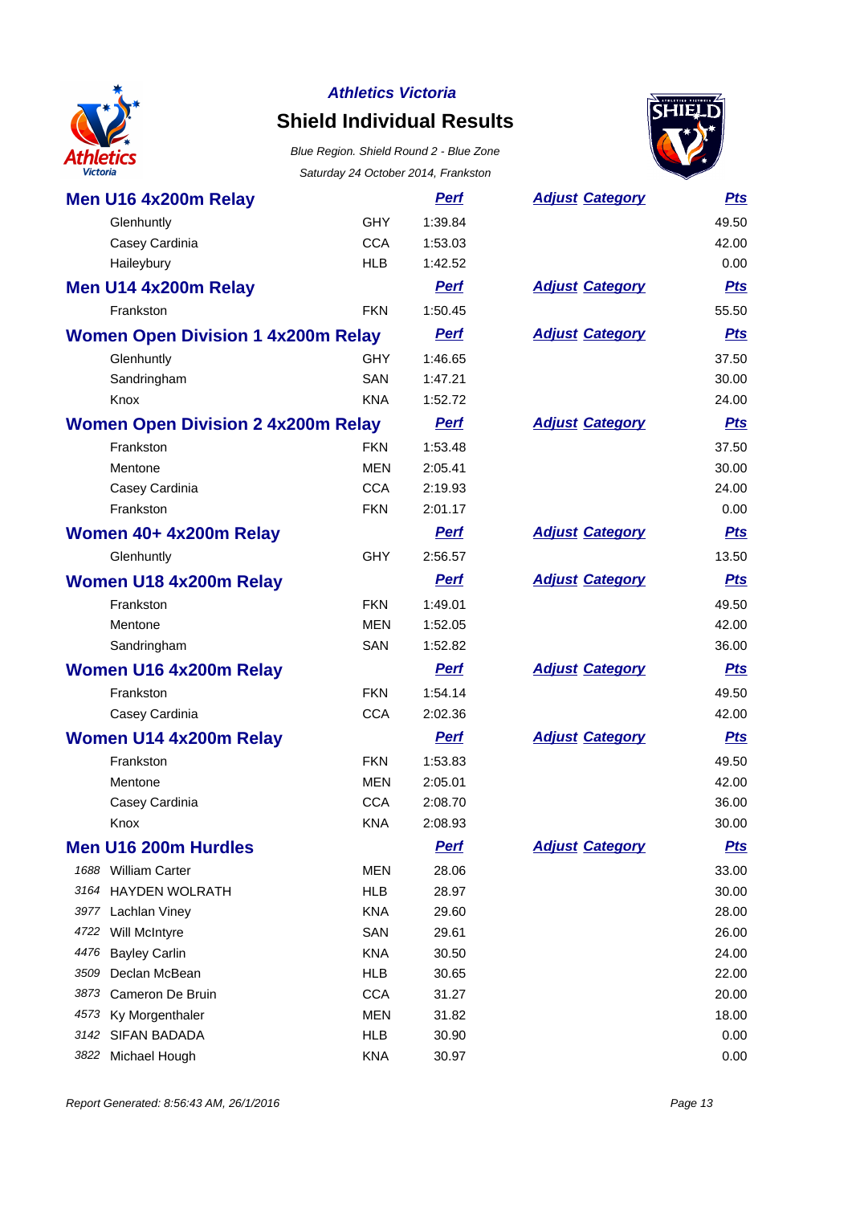*Athletics Victoria*

# Shield Individual Results

*Blue Region. Shield Round 2 - Blue Zone*

*Saturday 24 October 2014, Frankston*

## Men U16 4x200m Relay

| | | | Perf | Adjust Category | Pts |
|---|---|---|---|---|---|
| | Glenhuntly | GHY | 1:39.84 | | 49.50 |
| | Casey Cardinia | CCA | 1:53.03 | | 42.00 |
| | Haileybury | HLB | 1:42.52 | | 0.00 |

## Men U14 4x200m Relay

| | | | Perf | Adjust Category | Pts |
|---|---|---|---|---|---|
| | Frankston | FKN | 1:50.45 | | 55.50 |

## Women Open Division 1 4x200m Relay

| | | | Perf | Adjust Category | Pts |
|---|---|---|---|---|---|
| | Glenhuntly | GHY | 1:46.65 | | 37.50 |
| | Sandringham | SAN | 1:47.21 | | 30.00 |
| | Knox | KNA | 1:52.72 | | 24.00 |

## Women Open Division 2 4x200m Relay

| | | | Perf | Adjust Category | Pts |
|---|---|---|---|---|---|
| | Frankston | FKN | 1:53.48 | | 37.50 |
| | Mentone | MEN | 2:05.41 | | 30.00 |
| | Casey Cardinia | CCA | 2:19.93 | | 24.00 |
| | Frankston | FKN | 2:01.17 | | 0.00 |

## Women 40+ 4x200m Relay

| | | | Perf | Adjust Category | Pts |
|---|---|---|---|---|---|
| | Glenhuntly | GHY | 2:56.57 | | 13.50 |

## Women U18 4x200m Relay

| | | | Perf | Adjust Category | Pts |
|---|---|---|---|---|---|
| | Frankston | FKN | 1:49.01 | | 49.50 |
| | Mentone | MEN | 1:52.05 | | 42.00 |
| | Sandringham | SAN | 1:52.82 | | 36.00 |

## Women U16 4x200m Relay

| | | | Perf | Adjust Category | Pts |
|---|---|---|---|---|---|
| | Frankston | FKN | 1:54.14 | | 49.50 |
| | Casey Cardinia | CCA | 2:02.36 | | 42.00 |

## Women U14 4x200m Relay

| | | | Perf | Adjust Category | Pts |
|---|---|---|---|---|---|
| | Frankston | FKN | 1:53.83 | | 49.50 |
| | Mentone | MEN | 2:05.01 | | 42.00 |
| | Casey Cardinia | CCA | 2:08.70 | | 36.00 |
| | Knox | KNA | 2:08.93 | | 30.00 |

## Men U16 200m Hurdles

| | | | Perf | Adjust Category | Pts |
|---|---|---|---|---|---|
| *1688* | William Carter | MEN | 28.06 | | 33.00 |
| *3164* | HAYDEN WOLRATH | HLB | 28.97 | | 30.00 |
| *3977* | Lachlan Viney | KNA | 29.60 | | 28.00 |
| *4722* | Will McIntyre | SAN | 29.61 | | 26.00 |
| *4476* | Bayley Carlin | KNA | 30.50 | | 24.00 |
| *3509* | Declan McBean | HLB | 30.65 | | 22.00 |
| *3873* | Cameron De Bruin | CCA | 31.27 | | 20.00 |
| *4573* | Ky Morgenthaler | MEN | 31.82 | | 18.00 |
| *3142* | SIFAN BADADA | HLB | 30.90 | | 0.00 |
| *3822* | Michael Hough | KNA | 30.97 | | 0.00 |

*Report Generated: 8:56:43 AM, 26/1/2016*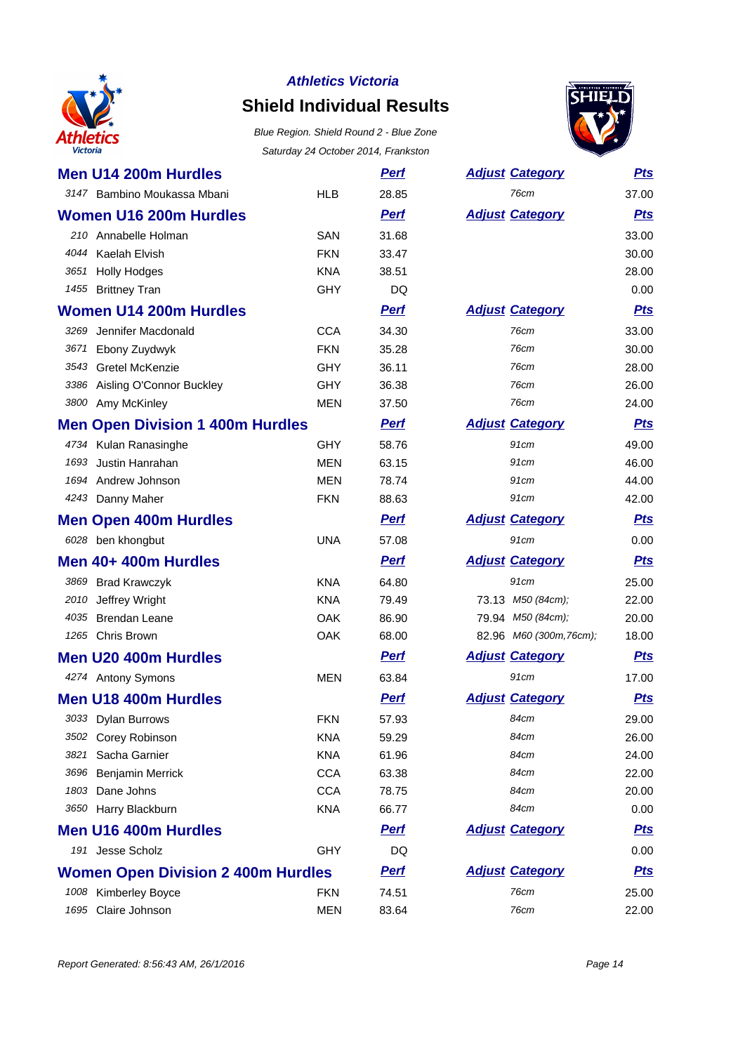# Athletics Victoria

## Shield Individual Results

*Blue Region. Shield Round 2 - Blue Zone*

*Saturday 24 October 2014, Frankston*

### Men U14 200m Hurdles

| # | Name | Club | Perf | Adjust | Category | Pts |
|---|---|---|---|---|---|---|
| 3147 | Bambino Moukassa Mbani | HLB | 28.85 | | 76cm | 37.00 |

### Women U16 200m Hurdles

| # | Name | Club | Perf | Adjust | Category | Pts |
|---|---|---|---|---|---|---|
| 210 | Annabelle Holman | SAN | 31.68 | | | 33.00 |
| 4044 | Kaelah Elvish | FKN | 33.47 | | | 30.00 |
| 3651 | Holly Hodges | KNA | 38.51 | | | 28.00 |
| 1455 | Brittney Tran | GHY | DQ | | | 0.00 |

### Women U14 200m Hurdles

| # | Name | Club | Perf | Adjust | Category | Pts |
|---|---|---|---|---|---|---|
| 3269 | Jennifer Macdonald | CCA | 34.30 | | 76cm | 33.00 |
| 3671 | Ebony Zuydwyk | FKN | 35.28 | | 76cm | 30.00 |
| 3543 | Gretel McKenzie | GHY | 36.11 | | 76cm | 28.00 |
| 3386 | Aisling O'Connor Buckley | GHY | 36.38 | | 76cm | 26.00 |
| 3800 | Amy McKinley | MEN | 37.50 | | 76cm | 24.00 |

### Men Open Division 1 400m Hurdles

| # | Name | Club | Perf | Adjust | Category | Pts |
|---|---|---|---|---|---|---|
| 4734 | Kulan Ranasinghe | GHY | 58.76 | | 91cm | 49.00 |
| 1693 | Justin Hanrahan | MEN | 63.15 | | 91cm | 46.00 |
| 1694 | Andrew Johnson | MEN | 78.74 | | 91cm | 44.00 |
| 4243 | Danny Maher | FKN | 88.63 | | 91cm | 42.00 |

### Men Open 400m Hurdles

| # | Name | Club | Perf | Adjust | Category | Pts |
|---|---|---|---|---|---|---|
| 6028 | ben khongbut | UNA | 57.08 | | 91cm | 0.00 |

### Men 40+ 400m Hurdles

| # | Name | Club | Perf | Adjust | Category | Pts |
|---|---|---|---|---|---|---|
| 3869 | Brad Krawczyk | KNA | 64.80 | | 91cm | 25.00 |
| 2010 | Jeffrey Wright | KNA | 79.49 | 73.13 | M50 (84cm); | 22.00 |
| 4035 | Brendan Leane | OAK | 86.90 | 79.94 | M50 (84cm); | 20.00 |
| 1265 | Chris Brown | OAK | 68.00 | 82.96 | M60 (300m,76cm); | 18.00 |

### Men U20 400m Hurdles

| # | Name | Club | Perf | Adjust | Category | Pts |
|---|---|---|---|---|---|---|
| 4274 | Antony Symons | MEN | 63.84 | | 91cm | 17.00 |

### Men U18 400m Hurdles

| # | Name | Club | Perf | Adjust | Category | Pts |
|---|---|---|---|---|---|---|
| 3033 | Dylan Burrows | FKN | 57.93 | | 84cm | 29.00 |
| 3502 | Corey Robinson | KNA | 59.29 | | 84cm | 26.00 |
| 3821 | Sacha Garnier | KNA | 61.96 | | 84cm | 24.00 |
| 3696 | Benjamin Merrick | CCA | 63.38 | | 84cm | 22.00 |
| 1803 | Dane Johns | CCA | 78.75 | | 84cm | 20.00 |
| 3650 | Harry Blackburn | KNA | 66.77 | | 84cm | 0.00 |

### Men U16 400m Hurdles

| # | Name | Club | Perf | Adjust | Category | Pts |
|---|---|---|---|---|---|---|
| 191 | Jesse Scholz | GHY | DQ | | | 0.00 |

### Women Open Division 2 400m Hurdles

| # | Name | Club | Perf | Adjust | Category | Pts |
|---|---|---|---|---|---|---|
| 1008 | Kimberley Boyce | FKN | 74.51 | | 76cm | 25.00 |
| 1695 | Claire Johnson | MEN | 83.64 | | 76cm | 22.00 |

*Report Generated: 8:56:43 AM, 26/1/2016*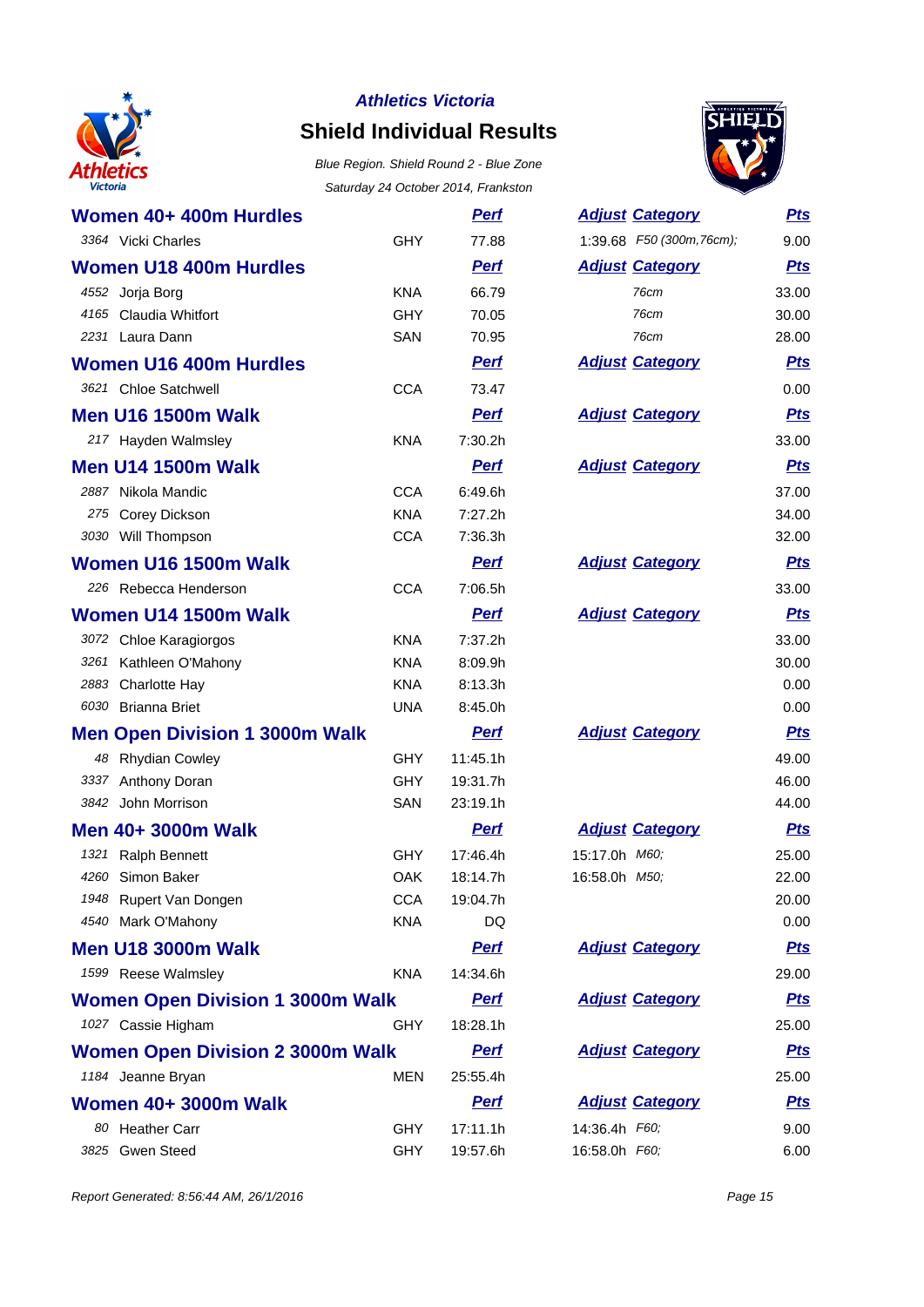**Athletics Victoria**

# Shield Individual Results

*Blue Region. Shield Round 2 - Blue Zone*

*Saturday 24 October 2014, Frankston*

## Women 40+ 400m Hurdles

| | Name | Club | Perf | Adjust | Category | Pts |
|---|---|---|---|---|---|---|
| 3364 | Vicki Charles | GHY | 77.88 | 1:39.68 | F50 (300m,76cm); | 9.00 |

## Women U18 400m Hurdles

| | Name | Club | Perf | Adjust | Category | Pts |
|---|---|---|---|---|---|---|
| 4552 | Jorja Borg | KNA | 66.79 | | 76cm | 33.00 |
| 4165 | Claudia Whitfort | GHY | 70.05 | | 76cm | 30.00 |
| 2231 | Laura Dann | SAN | 70.95 | | 76cm | 28.00 |

## Women U16 400m Hurdles

| | Name | Club | Perf | Adjust | Category | Pts |
|---|---|---|---|---|---|---|
| 3621 | Chloe Satchwell | CCA | 73.47 | | | 0.00 |

## Men U16 1500m Walk

| | Name | Club | Perf | Adjust | Category | Pts |
|---|---|---|---|---|---|---|
| 217 | Hayden Walmsley | KNA | 7:30.2h | | | 33.00 |

## Men U14 1500m Walk

| | Name | Club | Perf | Adjust | Category | Pts |
|---|---|---|---|---|---|---|
| 2887 | Nikola Mandic | CCA | 6:49.6h | | | 37.00 |
| 275 | Corey Dickson | KNA | 7:27.2h | | | 34.00 |
| 3030 | Will Thompson | CCA | 7:36.3h | | | 32.00 |

## Women U16 1500m Walk

| | Name | Club | Perf | Adjust | Category | Pts |
|---|---|---|---|---|---|---|
| 226 | Rebecca Henderson | CCA | 7:06.5h | | | 33.00 |

## Women U14 1500m Walk

| | Name | Club | Perf | Adjust | Category | Pts |
|---|---|---|---|---|---|---|
| 3072 | Chloe Karagiorgos | KNA | 7:37.2h | | | 33.00 |
| 3261 | Kathleen O'Mahony | KNA | 8:09.9h | | | 30.00 |
| 2883 | Charlotte Hay | KNA | 8:13.3h | | | 0.00 |
| 6030 | Brianna Briet | UNA | 8:45.0h | | | 0.00 |

## Men Open Division 1 3000m Walk

| | Name | Club | Perf | Adjust | Category | Pts |
|---|---|---|---|---|---|---|
| 48 | Rhydian Cowley | GHY | 11:45.1h | | | 49.00 |
| 3337 | Anthony Doran | GHY | 19:31.7h | | | 46.00 |
| 3842 | John Morrison | SAN | 23:19.1h | | | 44.00 |

## Men 40+ 3000m Walk

| | Name | Club | Perf | Adjust | Category | Pts |
|---|---|---|---|---|---|---|
| 1321 | Ralph Bennett | GHY | 17:46.4h | 15:17.0h | M60; | 25.00 |
| 4260 | Simon Baker | OAK | 18:14.7h | 16:58.0h | M50; | 22.00 |
| 1948 | Rupert Van Dongen | CCA | 19:04.7h | | | 20.00 |
| 4540 | Mark O'Mahony | KNA | DQ | | | 0.00 |

## Men U18 3000m Walk

| | Name | Club | Perf | Adjust | Category | Pts |
|---|---|---|---|---|---|---|
| 1599 | Reese Walmsley | KNA | 14:34.6h | | | 29.00 |

## Women Open Division 1 3000m Walk

| | Name | Club | Perf | Adjust | Category | Pts |
|---|---|---|---|---|---|---|
| 1027 | Cassie Higham | GHY | 18:28.1h | | | 25.00 |

## Women Open Division 2 3000m Walk

| | Name | Club | Perf | Adjust | Category | Pts |
|---|---|---|---|---|---|---|
| 1184 | Jeanne Bryan | MEN | 25:55.4h | | | 25.00 |

## Women 40+ 3000m Walk

| | Name | Club | Perf | Adjust | Category | Pts |
|---|---|---|---|---|---|---|
| 80 | Heather Carr | GHY | 17:11.1h | 14:36.4h | F60; | 9.00 |
| 3825 | Gwen Steed | GHY | 19:57.6h | 16:58.0h | F60; | 6.00 |

*Report Generated: 8:56:44 AM, 26/1/2016*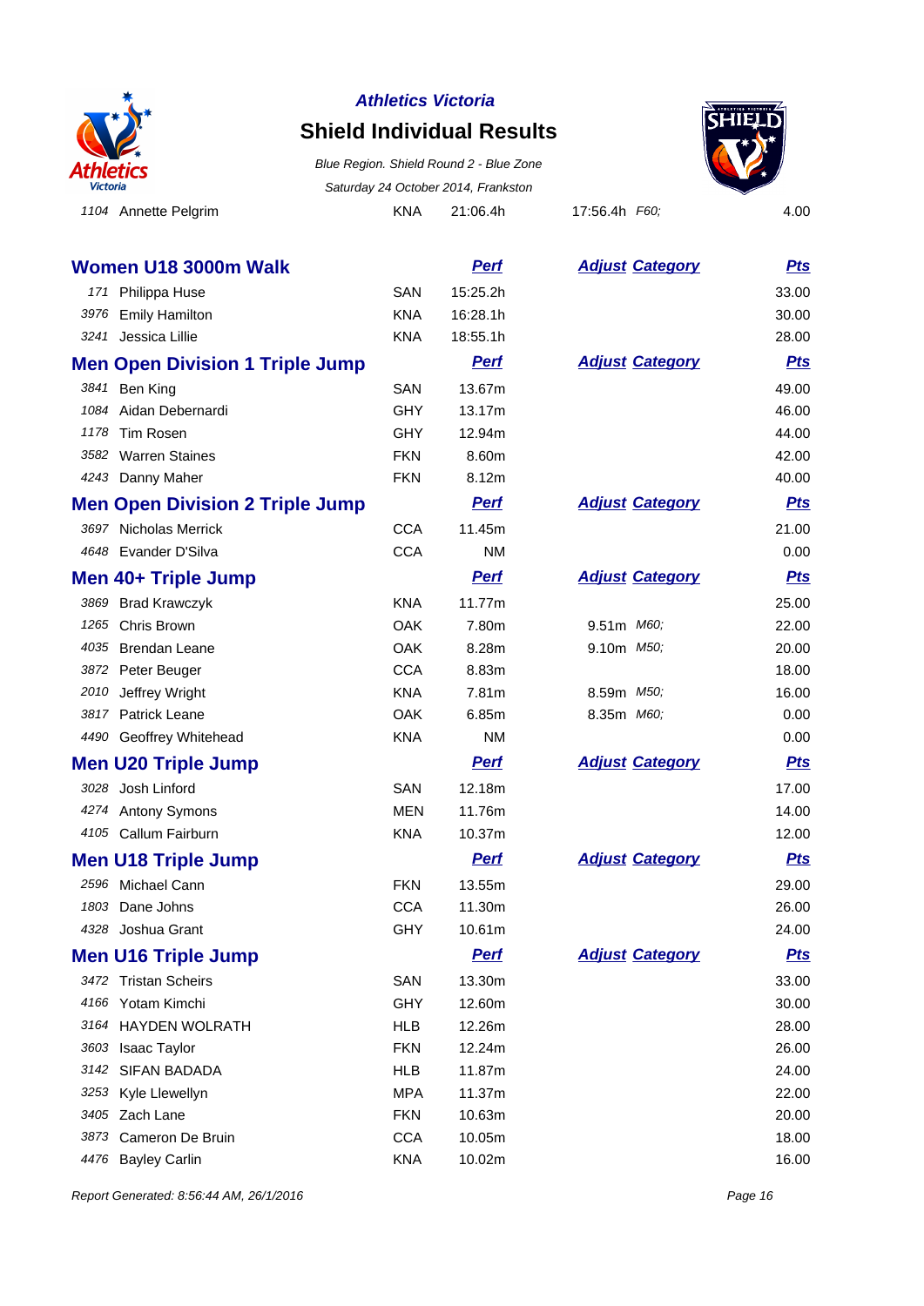| 1104 | Annette Pelgrim | KNA | 21:06.4h | 17:56.4h *F60;* | 4.00 |
|---|---|---|---|---|---|

## Women U18 3000m Walk

| | Name | Club | Perf | Adjust Category | Pts |
|---|---|---|---|---|---|
| 171 | Philippa Huse | SAN | 15:25.2h | | 33.00 |
| 3976 | Emily Hamilton | KNA | 16:28.1h | | 30.00 |
| 3241 | Jessica Lillie | KNA | 18:55.1h | | 28.00 |

## Men Open Division 1 Triple Jump

| | Name | Club | Perf | Adjust Category | Pts |
|---|---|---|---|---|---|
| 3841 | Ben King | SAN | 13.67m | | 49.00 |
| 1084 | Aidan Debernardi | GHY | 13.17m | | 46.00 |
| 1178 | Tim Rosen | GHY | 12.94m | | 44.00 |
| 3582 | Warren Staines | FKN | 8.60m | | 42.00 |
| 4243 | Danny Maher | FKN | 8.12m | | 40.00 |

## Men Open Division 2 Triple Jump

| | Name | Club | Perf | Adjust Category | Pts |
|---|---|---|---|---|---|
| 3697 | Nicholas Merrick | CCA | 11.45m | | 21.00 |
| 4648 | Evander D'Silva | CCA | NM | | 0.00 |

## Men 40+ Triple Jump

| | Name | Club | Perf | Adjust Category | Pts |
|---|---|---|---|---|---|
| 3869 | Brad Krawczyk | KNA | 11.77m | | 25.00 |
| 1265 | Chris Brown | OAK | 7.80m | 9.51m *M60;* | 22.00 |
| 4035 | Brendan Leane | OAK | 8.28m | 9.10m *M50;* | 20.00 |
| 3872 | Peter Beuger | CCA | 8.83m | | 18.00 |
| 2010 | Jeffrey Wright | KNA | 7.81m | 8.59m *M50;* | 16.00 |
| 3817 | Patrick Leane | OAK | 6.85m | 8.35m *M60;* | 0.00 |
| 4490 | Geoffrey Whitehead | KNA | NM | | 0.00 |

## Men U20 Triple Jump

| | Name | Club | Perf | Adjust Category | Pts |
|---|---|---|---|---|---|
| 3028 | Josh Linford | SAN | 12.18m | | 17.00 |
| 4274 | Antony Symons | MEN | 11.76m | | 14.00 |
| 4105 | Callum Fairburn | KNA | 10.37m | | 12.00 |

## Men U18 Triple Jump

| | Name | Club | Perf | Adjust Category | Pts |
|---|---|---|---|---|---|
| 2596 | Michael Cann | FKN | 13.55m | | 29.00 |
| 1803 | Dane Johns | CCA | 11.30m | | 26.00 |
| 4328 | Joshua Grant | GHY | 10.61m | | 24.00 |

## Men U16 Triple Jump

| | Name | Club | Perf | Adjust Category | Pts |
|---|---|---|---|---|---|
| 3472 | Tristan Scheirs | SAN | 13.30m | | 33.00 |
| 4166 | Yotam Kimchi | GHY | 12.60m | | 30.00 |
| 3164 | HAYDEN WOLRATH | HLB | 12.26m | | 28.00 |
| 3603 | Isaac Taylor | FKN | 12.24m | | 26.00 |
| 3142 | SIFAN BADADA | HLB | 11.87m | | 24.00 |
| 3253 | Kyle Llewellyn | MPA | 11.37m | | 22.00 |
| 3405 | Zach Lane | FKN | 10.63m | | 20.00 |
| 3873 | Cameron De Bruin | CCA | 10.05m | | 18.00 |
| 4476 | Bayley Carlin | KNA | 10.02m | | 16.00 |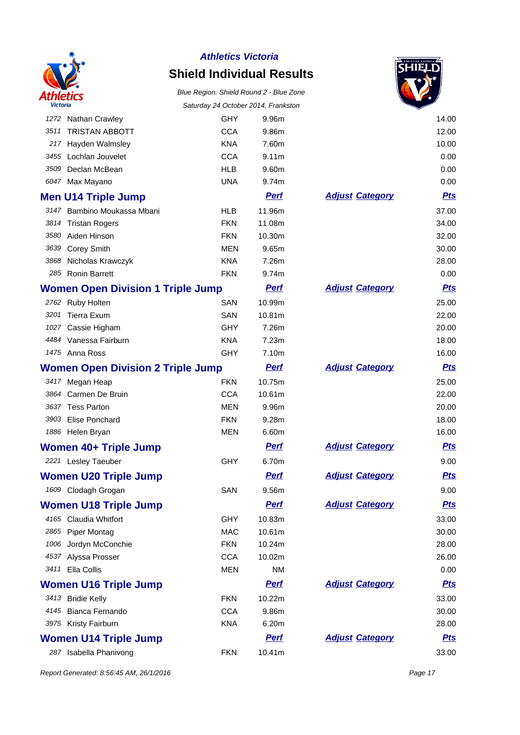# Athletics Victoria

## Shield Individual Results

*Blue Region. Shield Round 2 - Blue Zone*

*Saturday 24 October 2014, Frankston*

| | | | | | |
|---|---|---|---|---|---|
| 1272 | Nathan Crawley | GHY | 9.96m | | 14.00 |
| 3511 | TRISTAN ABBOTT | CCA | 9.86m | | 12.00 |
| 217 | Hayden Walmsley | KNA | 7.60m | | 10.00 |
| 3455 | Lochlan Jouvelet | CCA | 9.11m | | 0.00 |
| 3509 | Declan McBean | HLB | 9.60m | | 0.00 |
| 6047 | Max Mayano | UNA | 9.74m | | 0.00 |

### Men U14 Triple Jump

| | | | Perf | Adjust Category | Pts |
|---|---|---|---|---|---|
| 3147 | Bambino Moukassa Mbani | HLB | 11.96m | | 37.00 |
| 3814 | Tristan Rogers | FKN | 11.08m | | 34.00 |
| 3580 | Aiden Hinson | FKN | 10.30m | | 32.00 |
| 3639 | Corey Smith | MEN | 9.65m | | 30.00 |
| 3868 | Nicholas Krawczyk | KNA | 7.26m | | 28.00 |
| 285 | Ronin Barrett | FKN | 9.74m | | 0.00 |

### Women Open Division 1 Triple Jump

| | | | Perf | Adjust Category | Pts |
|---|---|---|---|---|---|
| 2762 | Ruby Holten | SAN | 10.99m | | 25.00 |
| 3201 | Tierra Exum | SAN | 10.81m | | 22.00 |
| 1027 | Cassie Higham | GHY | 7.26m | | 20.00 |
| 4484 | Vanessa Fairburn | KNA | 7.23m | | 18.00 |
| 1475 | Anna Ross | GHY | 7.10m | | 16.00 |

### Women Open Division 2 Triple Jump

| | | | Perf | Adjust Category | Pts |
|---|---|---|---|---|---|
| 3417 | Megan Heap | FKN | 10.75m | | 25.00 |
| 3864 | Carmen De Bruin | CCA | 10.61m | | 22.00 |
| 3637 | Tess Parton | MEN | 9.96m | | 20.00 |
| 3903 | Elise Ponchard | FKN | 9.28m | | 18.00 |
| 1886 | Helen Bryan | MEN | 6.60m | | 16.00 |

### Women 40+ Triple Jump

| | | | Perf | Adjust Category | Pts |
|---|---|---|---|---|---|
| 2221 | Lesley Taeuber | GHY | 6.70m | | 9.00 |

### Women U20 Triple Jump

| | | | Perf | Adjust Category | Pts |
|---|---|---|---|---|---|
| 1609 | Clodagh Grogan | SAN | 9.56m | | 9.00 |

### Women U18 Triple Jump

| | | | Perf | Adjust Category | Pts |
|---|---|---|---|---|---|
| 4165 | Claudia Whitfort | GHY | 10.83m | | 33.00 |
| 2865 | Piper Montag | MAC | 10.61m | | 30.00 |
| 1006 | Jordyn McConchie | FKN | 10.24m | | 28.00 |
| 4537 | Alyssa Prosser | CCA | 10.02m | | 26.00 |
| 3411 | Ella Collis | MEN | NM | | 0.00 |

### Women U16 Triple Jump

| | | | Perf | Adjust Category | Pts |
|---|---|---|---|---|---|
| 3413 | Bridie Kelly | FKN | 10.22m | | 33.00 |
| 4145 | Bianca Fernando | CCA | 9.86m | | 30.00 |
| 3975 | Kristy Fairburn | KNA | 6.20m | | 28.00 |

### Women U14 Triple Jump

| | | | Perf | Adjust Category | Pts |
|---|---|---|---|---|---|
| 287 | Isabella Phanivong | FKN | 10.41m | | 33.00 |

*Report Generated: 8:56:45 AM, 26/1/2016*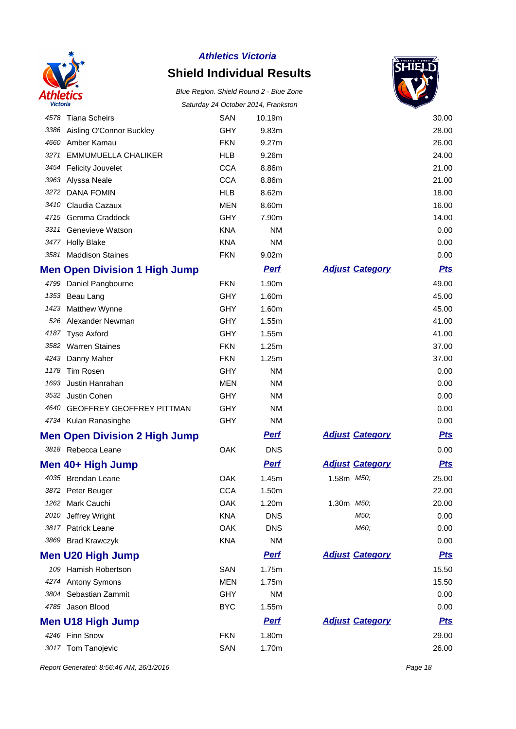**Athletics Victoria**

# Shield Individual Results

*Blue Region. Shield Round 2 - Blue Zone*

*Saturday 24 October 2014, Frankston*

| | | | | | | Pts |
|---|---|---|---|---|---|---|
| 4578 | Tiana Scheirs | SAN | 10.19m | | | 30.00 |
| 3386 | Aisling O'Connor Buckley | GHY | 9.83m | | | 28.00 |
| 4660 | Amber Kamau | FKN | 9.27m | | | 26.00 |
| 3271 | EMMUMUELLA CHALIKER | HLB | 9.26m | | | 24.00 |
| 3454 | Felicity Jouvelet | CCA | 8.86m | | | 21.00 |
| 3963 | Alyssa Neale | CCA | 8.86m | | | 21.00 |
| 3272 | DANA FOMIN | HLB | 8.62m | | | 18.00 |
| 3410 | Claudia Cazaux | MEN | 8.60m | | | 16.00 |
| 4715 | Gemma Craddock | GHY | 7.90m | | | 14.00 |
| 3311 | Genevieve Watson | KNA | NM | | | 0.00 |
| 3477 | Holly Blake | KNA | NM | | | 0.00 |
| 3581 | Maddison Staines | FKN | 9.02m | | | 0.00 |

## Men Open Division 1 High Jump

| | | | Perf | Adjust | Category | Pts |
|---|---|---|---|---|---|---|
| 4799 | Daniel Pangbourne | FKN | 1.90m | | | 49.00 |
| 1353 | Beau Lang | GHY | 1.60m | | | 45.00 |
| 1423 | Matthew Wynne | GHY | 1.60m | | | 45.00 |
| 526 | Alexander Newman | GHY | 1.55m | | | 41.00 |
| 4187 | Tyse Axford | GHY | 1.55m | | | 41.00 |
| 3582 | Warren Staines | FKN | 1.25m | | | 37.00 |
| 4243 | Danny Maher | FKN | 1.25m | | | 37.00 |
| 1178 | Tim Rosen | GHY | NM | | | 0.00 |
| 1693 | Justin Hanrahan | MEN | NM | | | 0.00 |
| 3532 | Justin Cohen | GHY | NM | | | 0.00 |
| 4640 | GEOFFREY GEOFFREY PITTMAN | GHY | NM | | | 0.00 |
| 4734 | Kulan Ranasinghe | GHY | NM | | | 0.00 |

## Men Open Division 2 High Jump

| | | | Perf | Adjust | Category | Pts |
|---|---|---|---|---|---|---|
| 3818 | Rebecca Leane | OAK | DNS | | | 0.00 |

## Men 40+ High Jump

| | | | Perf | Adjust | Category | Pts |
|---|---|---|---|---|---|---|
| 4035 | Brendan Leane | OAK | 1.45m | 1.58m | M50; | 25.00 |
| 3872 | Peter Beuger | CCA | 1.50m | | | 22.00 |
| 1262 | Mark Cauchi | OAK | 1.20m | 1.30m | M50; | 20.00 |
| 2010 | Jeffrey Wright | KNA | DNS | | M50; | 0.00 |
| 3817 | Patrick Leane | OAK | DNS | | M60; | 0.00 |
| 3869 | Brad Krawczyk | KNA | NM | | | 0.00 |

## Men U20 High Jump

| | | | Perf | Adjust | Category | Pts |
|---|---|---|---|---|---|---|
| 109 | Hamish Robertson | SAN | 1.75m | | | 15.50 |
| 4274 | Antony Symons | MEN | 1.75m | | | 15.50 |
| 3804 | Sebastian Zammit | GHY | NM | | | 0.00 |
| 4785 | Jason Blood | BYC | 1.55m | | | 0.00 |

## Men U18 High Jump

| | | | Perf | Adjust | Category | Pts |
|---|---|---|---|---|---|---|
| 4246 | Finn Snow | FKN | 1.80m | | | 29.00 |
| 3017 | Tom Tanojevic | SAN | 1.70m | | | 26.00 |

*Report Generated: 8:56:46 AM, 26/1/2016*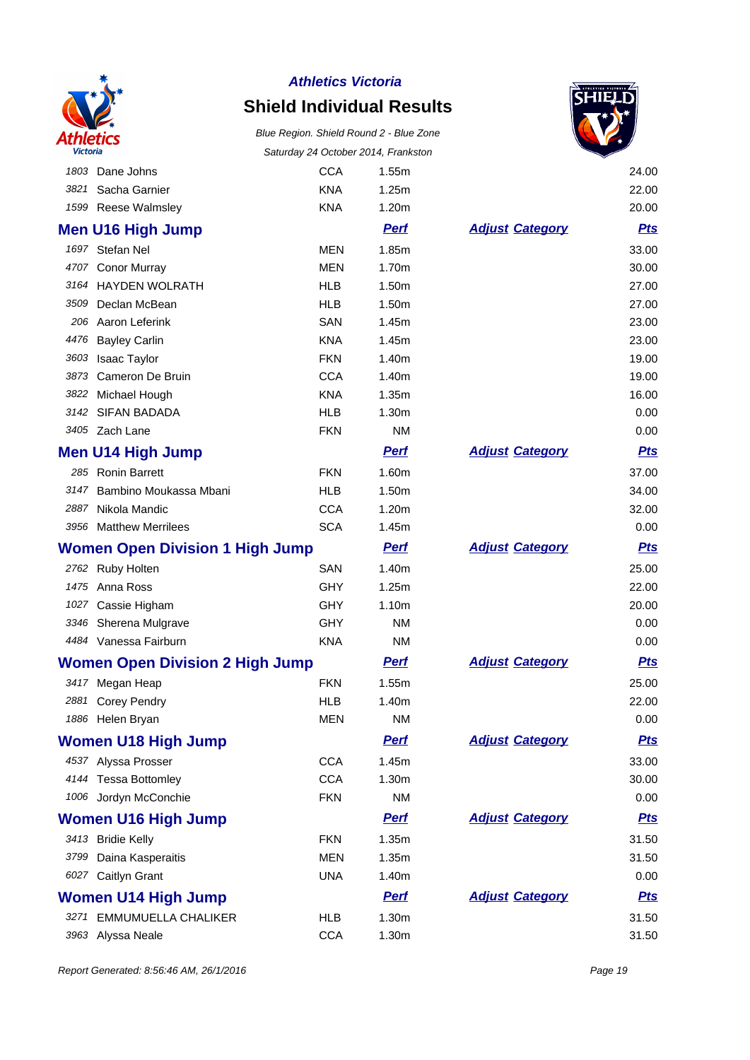**Athletics Victoria**

# Shield Individual Results

*Blue Region. Shield Round 2 - Blue Zone*

*Saturday 24 October 2014, Frankston*

| | | | | | |
|---|---|---|---|---|---|
| 1803 | Dane Johns | CCA | 1.55m | | 24.00 |
| 3821 | Sacha Garnier | KNA | 1.25m | | 22.00 |
| 1599 | Reese Walmsley | KNA | 1.20m | | 20.00 |

## Men U16 High Jump

| | | | Perf | Adjust Category | Pts |
|---|---|---|---|---|---|
| 1697 | Stefan Nel | MEN | 1.85m | | 33.00 |
| 4707 | Conor Murray | MEN | 1.70m | | 30.00 |
| 3164 | HAYDEN WOLRATH | HLB | 1.50m | | 27.00 |
| 3509 | Declan McBean | HLB | 1.50m | | 27.00 |
| 206 | Aaron Leferink | SAN | 1.45m | | 23.00 |
| 4476 | Bayley Carlin | KNA | 1.45m | | 23.00 |
| 3603 | Isaac Taylor | FKN | 1.40m | | 19.00 |
| 3873 | Cameron De Bruin | CCA | 1.40m | | 19.00 |
| 3822 | Michael Hough | KNA | 1.35m | | 16.00 |
| 3142 | SIFAN BADADA | HLB | 1.30m | | 0.00 |
| 3405 | Zach Lane | FKN | NM | | 0.00 |

## Men U14 High Jump

| | | | Perf | Adjust Category | Pts |
|---|---|---|---|---|---|
| 285 | Ronin Barrett | FKN | 1.60m | | 37.00 |
| 3147 | Bambino Moukassa Mbani | HLB | 1.50m | | 34.00 |
| 2887 | Nikola Mandic | CCA | 1.20m | | 32.00 |
| 3956 | Matthew Merrilees | SCA | 1.45m | | 0.00 |

## Women Open Division 1 High Jump

| | | | Perf | Adjust Category | Pts |
|---|---|---|---|---|---|
| 2762 | Ruby Holten | SAN | 1.40m | | 25.00 |
| 1475 | Anna Ross | GHY | 1.25m | | 22.00 |
| 1027 | Cassie Higham | GHY | 1.10m | | 20.00 |
| 3346 | Sherena Mulgrave | GHY | NM | | 0.00 |
| 4484 | Vanessa Fairburn | KNA | NM | | 0.00 |

## Women Open Division 2 High Jump

| | | | Perf | Adjust Category | Pts |
|---|---|---|---|---|---|
| 3417 | Megan Heap | FKN | 1.55m | | 25.00 |
| 2881 | Corey Pendry | HLB | 1.40m | | 22.00 |
| 1886 | Helen Bryan | MEN | NM | | 0.00 |

## Women U18 High Jump

| | | | Perf | Adjust Category | Pts |
|---|---|---|---|---|---|
| 4537 | Alyssa Prosser | CCA | 1.45m | | 33.00 |
| 4144 | Tessa Bottomley | CCA | 1.30m | | 30.00 |
| 1006 | Jordyn McConchie | FKN | NM | | 0.00 |

## Women U16 High Jump

| | | | Perf | Adjust Category | Pts |
|---|---|---|---|---|---|
| 3413 | Bridie Kelly | FKN | 1.35m | | 31.50 |
| 3799 | Daina Kasperaitis | MEN | 1.35m | | 31.50 |
| 6027 | Caitlyn Grant | UNA | 1.40m | | 0.00 |

## Women U14 High Jump

| | | | Perf | Adjust Category | Pts |
|---|---|---|---|---|---|
| 3271 | EMMUMUELLA CHALIKER | HLB | 1.30m | | 31.50 |
| 3963 | Alyssa Neale | CCA | 1.30m | | 31.50 |

*Report Generated: 8:56:46 AM, 26/1/2016*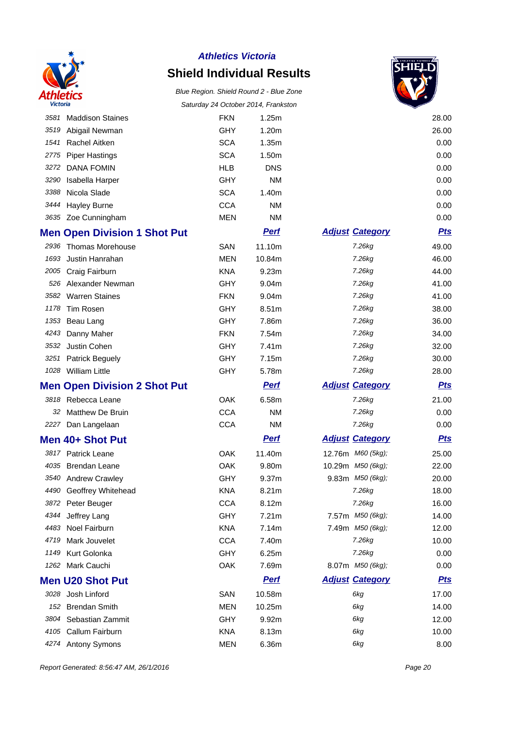**Athletics Victoria**

# Shield Individual Results

*Blue Region. Shield Round 2 - Blue Zone*

*Saturday 24 October 2014, Frankston*

| | | | | | | |
|---|---|---|---|---|---|---|
| 3581 | Maddison Staines | FKN | 1.25m | | | 28.00 |
| 3519 | Abigail Newman | GHY | 1.20m | | | 26.00 |
| 1541 | Rachel Aitken | SCA | 1.35m | | | 0.00 |
| 2775 | Piper Hastings | SCA | 1.50m | | | 0.00 |
| 3272 | DANA FOMIN | HLB | DNS | | | 0.00 |
| 3290 | Isabella Harper | GHY | NM | | | 0.00 |
| 3388 | Nicola Slade | SCA | 1.40m | | | 0.00 |
| 3444 | Hayley Burne | CCA | NM | | | 0.00 |
| 3635 | Zoe Cunningham | MEN | NM | | | 0.00 |

## Men Open Division 1 Shot Put

| | | | Perf | Adjust | Category | Pts |
|---|---|---|---|---|---|---|
| 2936 | Thomas Morehouse | SAN | 11.10m | | 7.26kg | 49.00 |
| 1693 | Justin Hanrahan | MEN | 10.84m | | 7.26kg | 46.00 |
| 2005 | Craig Fairburn | KNA | 9.23m | | 7.26kg | 44.00 |
| 526 | Alexander Newman | GHY | 9.04m | | 7.26kg | 41.00 |
| 3582 | Warren Staines | FKN | 9.04m | | 7.26kg | 41.00 |
| 1178 | Tim Rosen | GHY | 8.51m | | 7.26kg | 38.00 |
| 1353 | Beau Lang | GHY | 7.86m | | 7.26kg | 36.00 |
| 4243 | Danny Maher | FKN | 7.54m | | 7.26kg | 34.00 |
| 3532 | Justin Cohen | GHY | 7.41m | | 7.26kg | 32.00 |
| 3251 | Patrick Beguely | GHY | 7.15m | | 7.26kg | 30.00 |
| 1028 | William Little | GHY | 5.78m | | 7.26kg | 28.00 |

## Men Open Division 2 Shot Put

| | | | Perf | Adjust | Category | Pts |
|---|---|---|---|---|---|---|
| 3818 | Rebecca Leane | OAK | 6.58m | | 7.26kg | 21.00 |
| 32 | Matthew De Bruin | CCA | NM | | 7.26kg | 0.00 |
| 2227 | Dan Langelaan | CCA | NM | | 7.26kg | 0.00 |

## Men 40+ Shot Put

| | | | Perf | Adjust | Category | Pts |
|---|---|---|---|---|---|---|
| 3817 | Patrick Leane | OAK | 11.40m | 12.76m | M60 (5kg); | 25.00 |
| 4035 | Brendan Leane | OAK | 9.80m | 10.29m | M50 (6kg); | 22.00 |
| 3540 | Andrew Crawley | GHY | 9.37m | 9.83m | M50 (6kg); | 20.00 |
| 4490 | Geoffrey Whitehead | KNA | 8.21m | | 7.26kg | 18.00 |
| 3872 | Peter Beuger | CCA | 8.12m | | 7.26kg | 16.00 |
| 4344 | Jeffrey Lang | GHY | 7.21m | 7.57m | M50 (6kg); | 14.00 |
| 4483 | Noel Fairburn | KNA | 7.14m | 7.49m | M50 (6kg); | 12.00 |
| 4719 | Mark Jouvelet | CCA | 7.40m | | 7.26kg | 10.00 |
| 1149 | Kurt Golonka | GHY | 6.25m | | 7.26kg | 0.00 |
| 1262 | Mark Cauchi | OAK | 7.69m | 8.07m | M50 (6kg); | 0.00 |

## Men U20 Shot Put

| | | | Perf | Adjust | Category | Pts |
|---|---|---|---|---|---|---|
| 3028 | Josh Linford | SAN | 10.58m | | 6kg | 17.00 |
| 152 | Brendan Smith | MEN | 10.25m | | 6kg | 14.00 |
| 3804 | Sebastian Zammit | GHY | 9.92m | | 6kg | 12.00 |
| 4105 | Callum Fairburn | KNA | 8.13m | | 6kg | 10.00 |
| 4274 | Antony Symons | MEN | 6.36m | | 6kg | 8.00 |

*Report Generated: 8:56:47 AM, 26/1/2016*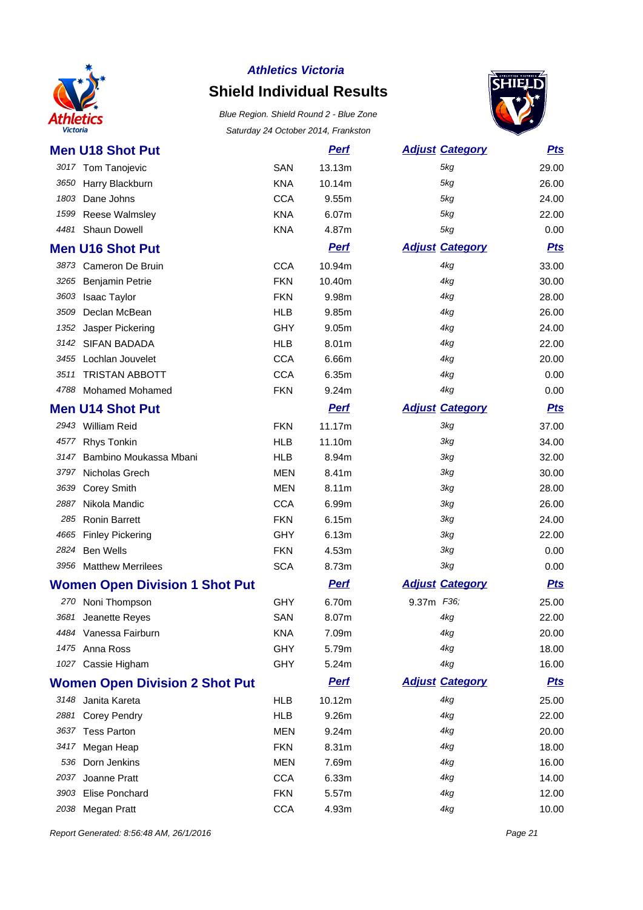**Athletics Victoria**

# Shield Individual Results

*Blue Region. Shield Round 2 - Blue Zone*

*Saturday 24 October 2014, Frankston*

## Men U18 Shot Put

| | Name | Club | Perf | Adjust | Category | Pts |
|---|---|---|---|---|---|---|
| 3017 | Tom Tanojevic | SAN | 13.13m | | 5kg | 29.00 |
| 3650 | Harry Blackburn | KNA | 10.14m | | 5kg | 26.00 |
| 1803 | Dane Johns | CCA | 9.55m | | 5kg | 24.00 |
| 1599 | Reese Walmsley | KNA | 6.07m | | 5kg | 22.00 |
| 4481 | Shaun Dowell | KNA | 4.87m | | 5kg | 0.00 |

## Men U16 Shot Put

| | Name | Club | Perf | Adjust | Category | Pts |
|---|---|---|---|---|---|---|
| 3873 | Cameron De Bruin | CCA | 10.94m | | 4kg | 33.00 |
| 3265 | Benjamin Petrie | FKN | 10.40m | | 4kg | 30.00 |
| 3603 | Isaac Taylor | FKN | 9.98m | | 4kg | 28.00 |
| 3509 | Declan McBean | HLB | 9.85m | | 4kg | 26.00 |
| 1352 | Jasper Pickering | GHY | 9.05m | | 4kg | 24.00 |
| 3142 | SIFAN BADADA | HLB | 8.01m | | 4kg | 22.00 |
| 3455 | Lochlan Jouvelet | CCA | 6.66m | | 4kg | 20.00 |
| 3511 | TRISTAN ABBOTT | CCA | 6.35m | | 4kg | 0.00 |
| 4788 | Mohamed Mohamed | FKN | 9.24m | | 4kg | 0.00 |

## Men U14 Shot Put

| | Name | Club | Perf | Adjust | Category | Pts |
|---|---|---|---|---|---|---|
| 2943 | William Reid | FKN | 11.17m | | 3kg | 37.00 |
| 4577 | Rhys Tonkin | HLB | 11.10m | | 3kg | 34.00 |
| 3147 | Bambino Moukassa Mbani | HLB | 8.94m | | 3kg | 32.00 |
| 3797 | Nicholas Grech | MEN | 8.41m | | 3kg | 30.00 |
| 3639 | Corey Smith | MEN | 8.11m | | 3kg | 28.00 |
| 2887 | Nikola Mandic | CCA | 6.99m | | 3kg | 26.00 |
| 285 | Ronin Barrett | FKN | 6.15m | | 3kg | 24.00 |
| 4665 | Finley Pickering | GHY | 6.13m | | 3kg | 22.00 |
| 2824 | Ben Wells | FKN | 4.53m | | 3kg | 0.00 |
| 3956 | Matthew Merrilees | SCA | 8.73m | | 3kg | 0.00 |

## Women Open Division 1 Shot Put

| | Name | Club | Perf | Adjust | Category | Pts |
|---|---|---|---|---|---|---|
| 270 | Noni Thompson | GHY | 6.70m | 9.37m | F36; | 25.00 |
| 3681 | Jeanette Reyes | SAN | 8.07m | | 4kg | 22.00 |
| 4484 | Vanessa Fairburn | KNA | 7.09m | | 4kg | 20.00 |
| 1475 | Anna Ross | GHY | 5.79m | | 4kg | 18.00 |
| 1027 | Cassie Higham | GHY | 5.24m | | 4kg | 16.00 |

## Women Open Division 2 Shot Put

| | Name | Club | Perf | Adjust | Category | Pts |
|---|---|---|---|---|---|---|
| 3148 | Janita Kareta | HLB | 10.12m | | 4kg | 25.00 |
| 2881 | Corey Pendry | HLB | 9.26m | | 4kg | 22.00 |
| 3637 | Tess Parton | MEN | 9.24m | | 4kg | 20.00 |
| 3417 | Megan Heap | FKN | 8.31m | | 4kg | 18.00 |
| 536 | Dorn Jenkins | MEN | 7.69m | | 4kg | 16.00 |
| 2037 | Joanne Pratt | CCA | 6.33m | | 4kg | 14.00 |
| 3903 | Elise Ponchard | FKN | 5.57m | | 4kg | 12.00 |
| 2038 | Megan Pratt | CCA | 4.93m | | 4kg | 10.00 |

*Report Generated: 8:56:48 AM, 26/1/2016*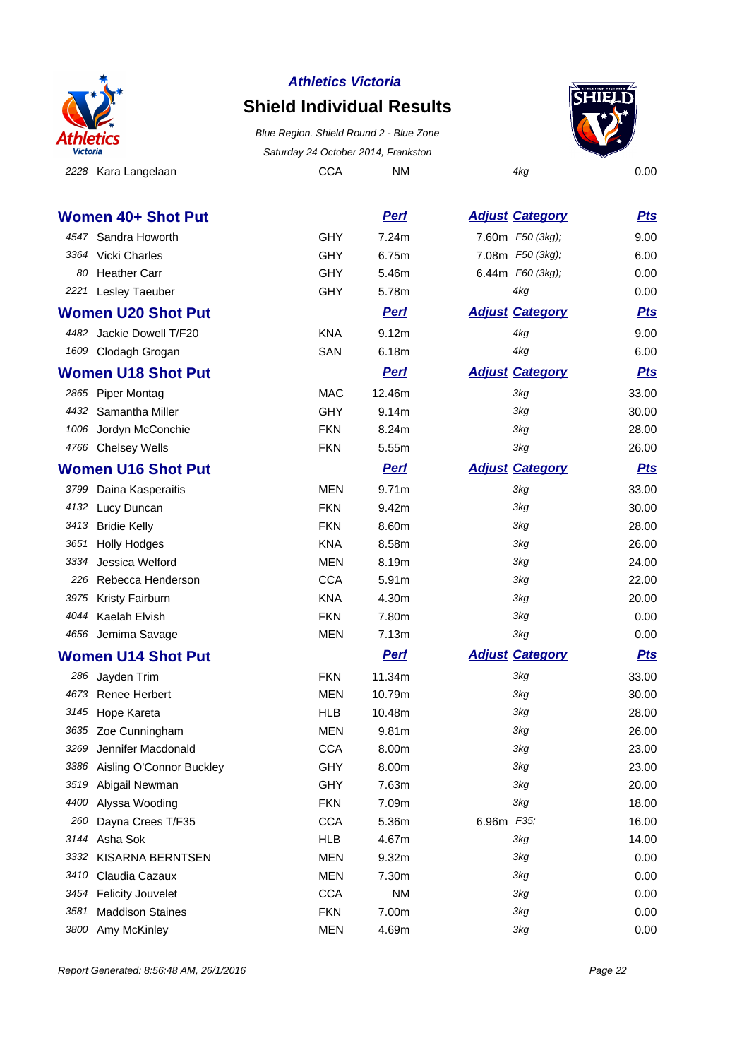**Athletics Victoria**

# Shield Individual Results

*Blue Region. Shield Round 2 - Blue Zone*

*Saturday 24 October 2014, Frankston*

| | | | | | |
|---|---|---|---|---|---|
| 2228 | Kara Langelaan | CCA | NM | 4kg | 0.00 |

## Women 40+ Shot Put

| # | Name | Club | Perf | Adjust Category | Pts |
|---|---|---|---|---|---|
| 4547 | Sandra Howorth | GHY | 7.24m | 7.60m F50 (3kg); | 9.00 |
| 3364 | Vicki Charles | GHY | 6.75m | 7.08m F50 (3kg); | 6.00 |
| 80 | Heather Carr | GHY | 5.46m | 6.44m F60 (3kg); | 0.00 |
| 2221 | Lesley Taeuber | GHY | 5.78m | 4kg | 0.00 |

## Women U20 Shot Put

| # | Name | Club | Perf | Adjust Category | Pts |
|---|---|---|---|---|---|
| 4482 | Jackie Dowell T/F20 | KNA | 9.12m | 4kg | 9.00 |
| 1609 | Clodagh Grogan | SAN | 6.18m | 4kg | 6.00 |

## Women U18 Shot Put

| # | Name | Club | Perf | Adjust Category | Pts |
|---|---|---|---|---|---|
| 2865 | Piper Montag | MAC | 12.46m | 3kg | 33.00 |
| 4432 | Samantha Miller | GHY | 9.14m | 3kg | 30.00 |
| 1006 | Jordyn McConchie | FKN | 8.24m | 3kg | 28.00 |
| 4766 | Chelsey Wells | FKN | 5.55m | 3kg | 26.00 |

## Women U16 Shot Put

| # | Name | Club | Perf | Adjust Category | Pts |
|---|---|---|---|---|---|
| 3799 | Daina Kasperaitis | MEN | 9.71m | 3kg | 33.00 |
| 4132 | Lucy Duncan | FKN | 9.42m | 3kg | 30.00 |
| 3413 | Bridie Kelly | FKN | 8.60m | 3kg | 28.00 |
| 3651 | Holly Hodges | KNA | 8.58m | 3kg | 26.00 |
| 3334 | Jessica Welford | MEN | 8.19m | 3kg | 24.00 |
| 226 | Rebecca Henderson | CCA | 5.91m | 3kg | 22.00 |
| 3975 | Kristy Fairburn | KNA | 4.30m | 3kg | 20.00 |
| 4044 | Kaelah Elvish | FKN | 7.80m | 3kg | 0.00 |
| 4656 | Jemima Savage | MEN | 7.13m | 3kg | 0.00 |

## Women U14 Shot Put

| # | Name | Club | Perf | Adjust Category | Pts |
|---|---|---|---|---|---|
| 286 | Jayden Trim | FKN | 11.34m | 3kg | 33.00 |
| 4673 | Renee Herbert | MEN | 10.79m | 3kg | 30.00 |
| 3145 | Hope Kareta | HLB | 10.48m | 3kg | 28.00 |
| 3635 | Zoe Cunningham | MEN | 9.81m | 3kg | 26.00 |
| 3269 | Jennifer Macdonald | CCA | 8.00m | 3kg | 23.00 |
| 3386 | Aisling O'Connor Buckley | GHY | 8.00m | 3kg | 23.00 |
| 3519 | Abigail Newman | GHY | 7.63m | 3kg | 20.00 |
| 4400 | Alyssa Wooding | FKN | 7.09m | 3kg | 18.00 |
| 260 | Dayna Crees T/F35 | CCA | 5.36m | 6.96m F35; | 16.00 |
| 3144 | Asha Sok | HLB | 4.67m | 3kg | 14.00 |
| 3332 | KISARNA BERNTSEN | MEN | 9.32m | 3kg | 0.00 |
| 3410 | Claudia Cazaux | MEN | 7.30m | 3kg | 0.00 |
| 3454 | Felicity Jouvelet | CCA | NM | 3kg | 0.00 |
| 3581 | Maddison Staines | FKN | 7.00m | 3kg | 0.00 |
| 3800 | Amy McKinley | MEN | 4.69m | 3kg | 0.00 |

*Report Generated: 8:56:48 AM, 26/1/2016*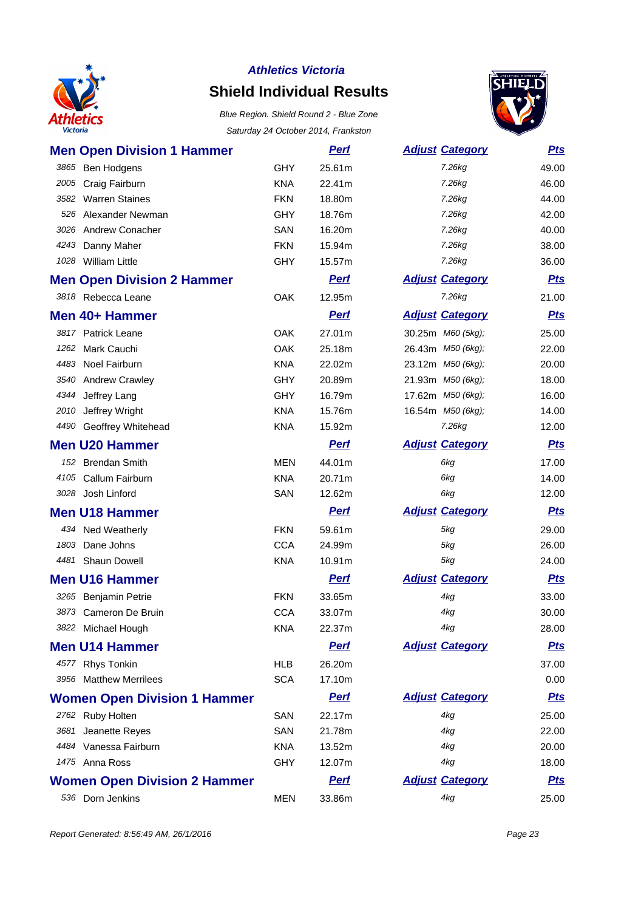*Athletics Victoria*

# Shield Individual Results

*Blue Region. Shield Round 2 - Blue Zone*

*Saturday 24 October 2014, Frankston*

## Men Open Division 1 Hammer

| | Name | Club | Perf | Adjust | Category | Pts |
|---|---|---|---|---|---|---|
| 3865 | Ben Hodgens | GHY | 25.61m | | 7.26kg | 49.00 |
| 2005 | Craig Fairburn | KNA | 22.41m | | 7.26kg | 46.00 |
| 3582 | Warren Staines | FKN | 18.80m | | 7.26kg | 44.00 |
| 526 | Alexander Newman | GHY | 18.76m | | 7.26kg | 42.00 |
| 3026 | Andrew Conacher | SAN | 16.20m | | 7.26kg | 40.00 |
| 4243 | Danny Maher | FKN | 15.94m | | 7.26kg | 38.00 |
| 1028 | William Little | GHY | 15.57m | | 7.26kg | 36.00 |

## Men Open Division 2 Hammer

| | Name | Club | Perf | Adjust | Category | Pts |
|---|---|---|---|---|---|---|
| 3818 | Rebecca Leane | OAK | 12.95m | | 7.26kg | 21.00 |

## Men 40+ Hammer

| | Name | Club | Perf | Adjust | Category | Pts |
|---|---|---|---|---|---|---|
| 3817 | Patrick Leane | OAK | 27.01m | 30.25m | M60 (5kg); | 25.00 |
| 1262 | Mark Cauchi | OAK | 25.18m | 26.43m | M50 (6kg); | 22.00 |
| 4483 | Noel Fairburn | KNA | 22.02m | 23.12m | M50 (6kg); | 20.00 |
| 3540 | Andrew Crawley | GHY | 20.89m | 21.93m | M50 (6kg); | 18.00 |
| 4344 | Jeffrey Lang | GHY | 16.79m | 17.62m | M50 (6kg); | 16.00 |
| 2010 | Jeffrey Wright | KNA | 15.76m | 16.54m | M50 (6kg); | 14.00 |
| 4490 | Geoffrey Whitehead | KNA | 15.92m | | 7.26kg | 12.00 |

## Men U20 Hammer

| | Name | Club | Perf | Adjust | Category | Pts |
|---|---|---|---|---|---|---|
| 152 | Brendan Smith | MEN | 44.01m | | 6kg | 17.00 |
| 4105 | Callum Fairburn | KNA | 20.71m | | 6kg | 14.00 |
| 3028 | Josh Linford | SAN | 12.62m | | 6kg | 12.00 |

## Men U18 Hammer

| | Name | Club | Perf | Adjust | Category | Pts |
|---|---|---|---|---|---|---|
| 434 | Ned Weatherly | FKN | 59.61m | | 5kg | 29.00 |
| 1803 | Dane Johns | CCA | 24.99m | | 5kg | 26.00 |
| 4481 | Shaun Dowell | KNA | 10.91m | | 5kg | 24.00 |

## Men U16 Hammer

| | Name | Club | Perf | Adjust | Category | Pts |
|---|---|---|---|---|---|---|
| 3265 | Benjamin Petrie | FKN | 33.65m | | 4kg | 33.00 |
| 3873 | Cameron De Bruin | CCA | 33.07m | | 4kg | 30.00 |
| 3822 | Michael Hough | KNA | 22.37m | | 4kg | 28.00 |

## Men U14 Hammer

| | Name | Club | Perf | Adjust | Category | Pts |
|---|---|---|---|---|---|---|
| 4577 | Rhys Tonkin | HLB | 26.20m | | | 37.00 |
| 3956 | Matthew Merrilees | SCA | 17.10m | | | 0.00 |

## Women Open Division 1 Hammer

| | Name | Club | Perf | Adjust | Category | Pts |
|---|---|---|---|---|---|---|
| 2762 | Ruby Holten | SAN | 22.17m | | 4kg | 25.00 |
| 3681 | Jeanette Reyes | SAN | 21.78m | | 4kg | 22.00 |
| 4484 | Vanessa Fairburn | KNA | 13.52m | | 4kg | 20.00 |
| 1475 | Anna Ross | GHY | 12.07m | | 4kg | 18.00 |

## Women Open Division 2 Hammer

| | Name | Club | Perf | Adjust | Category | Pts |
|---|---|---|---|---|---|---|
| 536 | Dorn Jenkins | MEN | 33.86m | | 4kg | 25.00 |

*Report Generated: 8:56:49 AM, 26/1/2016*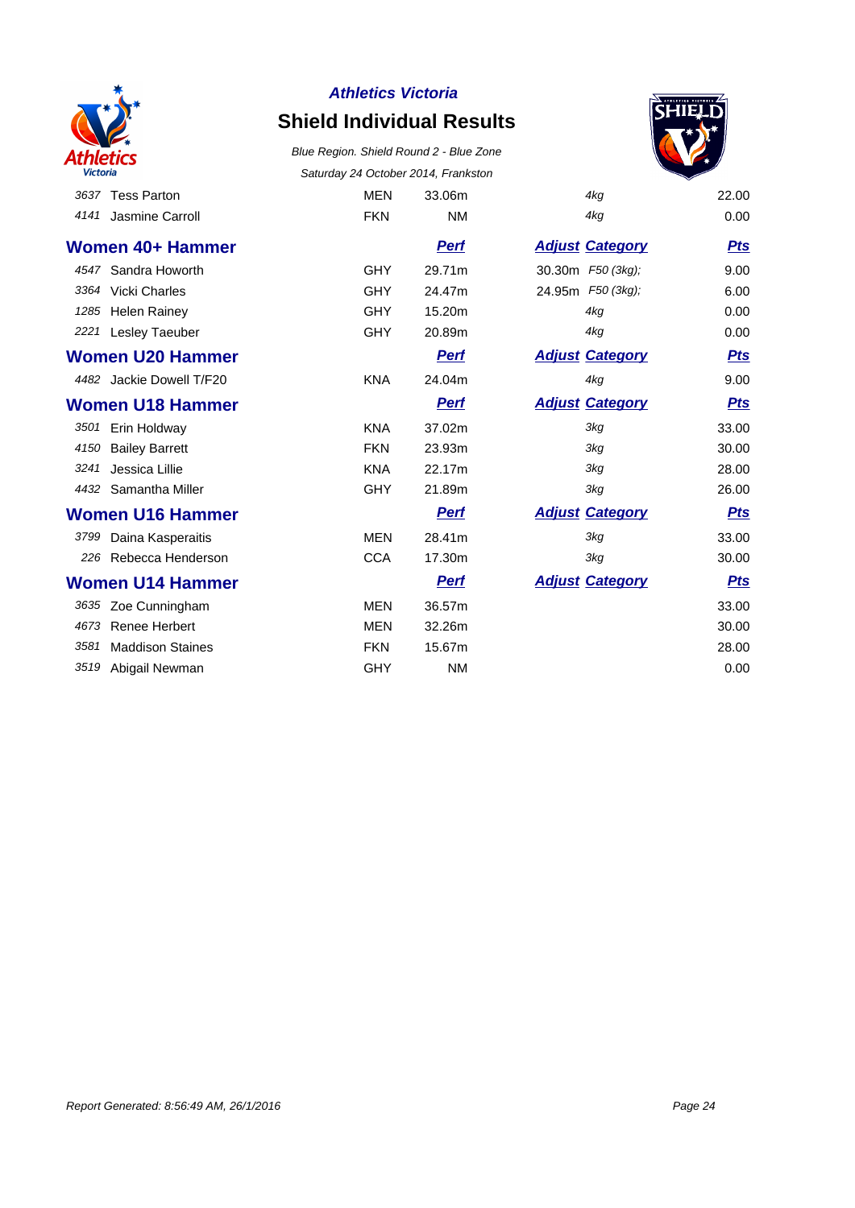### *Athletics Victoria*

## Shield Individual Results

*Blue Region. Shield Round 2 - Blue Zone*

*Saturday 24 October 2014, Frankston*

| | | | | | |
|---|---|---|---|---|---|
| *3637* | Tess Parton | MEN | 33.06m | *4kg* | 22.00 |
| *4141* | Jasmine Carroll | FKN | NM | *4kg* | 0.00 |

### Women 40+ Hammer

| | | | Perf | Adjust Category | Pts |
|---|---|---|---|---|---|
| *4547* | Sandra Howorth | GHY | 29.71m | 30.30m *F50 (3kg);* | 9.00 |
| *3364* | Vicki Charles | GHY | 24.47m | 24.95m *F50 (3kg);* | 6.00 |
| *1285* | Helen Rainey | GHY | 15.20m | *4kg* | 0.00 |
| *2221* | Lesley Taeuber | GHY | 20.89m | *4kg* | 0.00 |

### Women U20 Hammer

| | | | Perf | Adjust Category | Pts |
|---|---|---|---|---|---|
| *4482* | Jackie Dowell T/F20 | KNA | 24.04m | *4kg* | 9.00 |

### Women U18 Hammer

| | | | Perf | Adjust Category | Pts |
|---|---|---|---|---|---|
| *3501* | Erin Holdway | KNA | 37.02m | *3kg* | 33.00 |
| *4150* | Bailey Barrett | FKN | 23.93m | *3kg* | 30.00 |
| *3241* | Jessica Lillie | KNA | 22.17m | *3kg* | 28.00 |
| *4432* | Samantha Miller | GHY | 21.89m | *3kg* | 26.00 |

### Women U16 Hammer

| | | | Perf | Adjust Category | Pts |
|---|---|---|---|---|---|
| *3799* | Daina Kasperaitis | MEN | 28.41m | *3kg* | 33.00 |
| *226* | Rebecca Henderson | CCA | 17.30m | *3kg* | 30.00 |

### Women U14 Hammer

| | | | Perf | Adjust Category | Pts |
|---|---|---|---|---|---|
| *3635* | Zoe Cunningham | MEN | 36.57m | | 33.00 |
| *4673* | Renee Herbert | MEN | 32.26m | | 30.00 |
| *3581* | Maddison Staines | FKN | 15.67m | | 28.00 |
| *3519* | Abigail Newman | GHY | NM | | 0.00 |

*Report Generated: 8:56:49 AM, 26/1/2016*